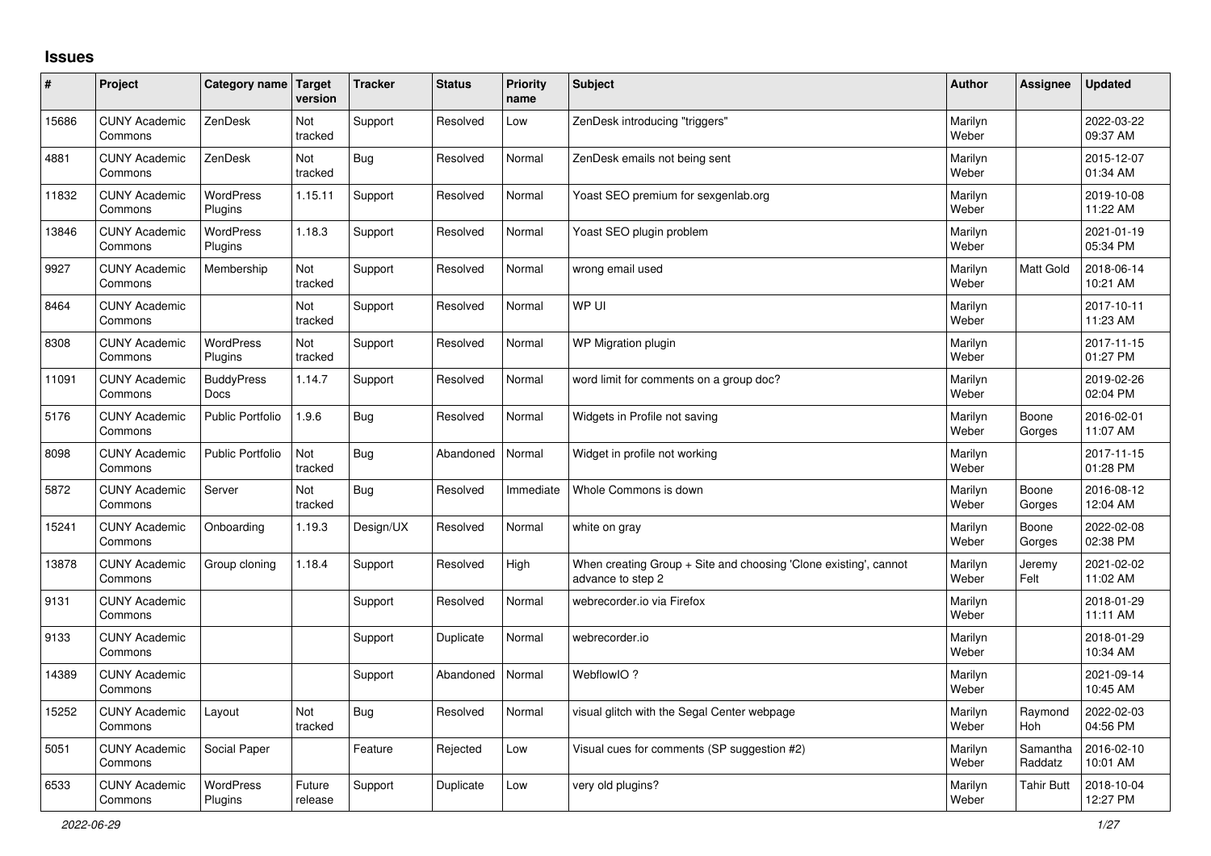## Issues

| # | Project | Category name | Target version | Tracker | Status | Priority name | Subject | Author | Assignee | Updated |
|---|---|---|---|---|---|---|---|---|---|---|
| 15686 | CUNY Academic Commons | ZenDesk | Not tracked | Support | Resolved | Low | ZenDesk introducing "triggers" | Marilyn Weber | | 2022-03-22 09:37 AM |
| 4881 | CUNY Academic Commons | ZenDesk | Not tracked | Bug | Resolved | Normal | ZenDesk emails not being sent | Marilyn Weber | | 2015-12-07 01:34 AM |
| 11832 | CUNY Academic Commons | WordPress Plugins | 1.15.11 | Support | Resolved | Normal | Yoast SEO premium for sexgenlab.org | Marilyn Weber | | 2019-10-08 11:22 AM |
| 13846 | CUNY Academic Commons | WordPress Plugins | 1.18.3 | Support | Resolved | Normal | Yoast SEO plugin problem | Marilyn Weber | | 2021-01-19 05:34 PM |
| 9927 | CUNY Academic Commons | Membership | Not tracked | Support | Resolved | Normal | wrong email used | Marilyn Weber | Matt Gold | 2018-06-14 10:21 AM |
| 8464 | CUNY Academic Commons | | Not tracked | Support | Resolved | Normal | WP UI | Marilyn Weber | | 2017-10-11 11:23 AM |
| 8308 | CUNY Academic Commons | WordPress Plugins | Not tracked | Support | Resolved | Normal | WP Migration plugin | Marilyn Weber | | 2017-11-15 01:27 PM |
| 11091 | CUNY Academic Commons | BuddyPress Docs | 1.14.7 | Support | Resolved | Normal | word limit for comments on a group doc? | Marilyn Weber | | 2019-02-26 02:04 PM |
| 5176 | CUNY Academic Commons | Public Portfolio | 1.9.6 | Bug | Resolved | Normal | Widgets in Profile not saving | Marilyn Weber | Boone Gorges | 2016-02-01 11:07 AM |
| 8098 | CUNY Academic Commons | Public Portfolio | Not tracked | Bug | Abandoned | Normal | Widget in profile not working | Marilyn Weber | | 2017-11-15 01:28 PM |
| 5872 | CUNY Academic Commons | Server | Not tracked | Bug | Resolved | Immediate | Whole Commons is down | Marilyn Weber | Boone Gorges | 2016-08-12 12:04 AM |
| 15241 | CUNY Academic Commons | Onboarding | 1.19.3 | Design/UX | Resolved | Normal | white on gray | Marilyn Weber | Boone Gorges | 2022-02-08 02:38 PM |
| 13878 | CUNY Academic Commons | Group cloning | 1.18.4 | Support | Resolved | High | When creating Group + Site and choosing 'Clone existing', cannot advance to step 2 | Marilyn Weber | Jeremy Felt | 2021-02-02 11:02 AM |
| 9131 | CUNY Academic Commons | | | Support | Resolved | Normal | webrecorder.io via Firefox | Marilyn Weber | | 2018-01-29 11:11 AM |
| 9133 | CUNY Academic Commons | | | Support | Duplicate | Normal | webrecorder.io | Marilyn Weber | | 2018-01-29 10:34 AM |
| 14389 | CUNY Academic Commons | | | Support | Abandoned | Normal | WebflowIO ? | Marilyn Weber | | 2021-09-14 10:45 AM |
| 15252 | CUNY Academic Commons | Layout | Not tracked | Bug | Resolved | Normal | visual glitch with the Segal Center webpage | Marilyn Weber | Raymond Hoh | 2022-02-03 04:56 PM |
| 5051 | CUNY Academic Commons | Social Paper | | Feature | Rejected | Low | Visual cues for comments (SP suggestion #2) | Marilyn Weber | Samantha Raddatz | 2016-02-10 10:01 AM |
| 6533 | CUNY Academic Commons | WordPress Plugins | Future release | Support | Duplicate | Low | very old plugins? | Marilyn Weber | Tahir Butt | 2018-10-04 12:27 PM |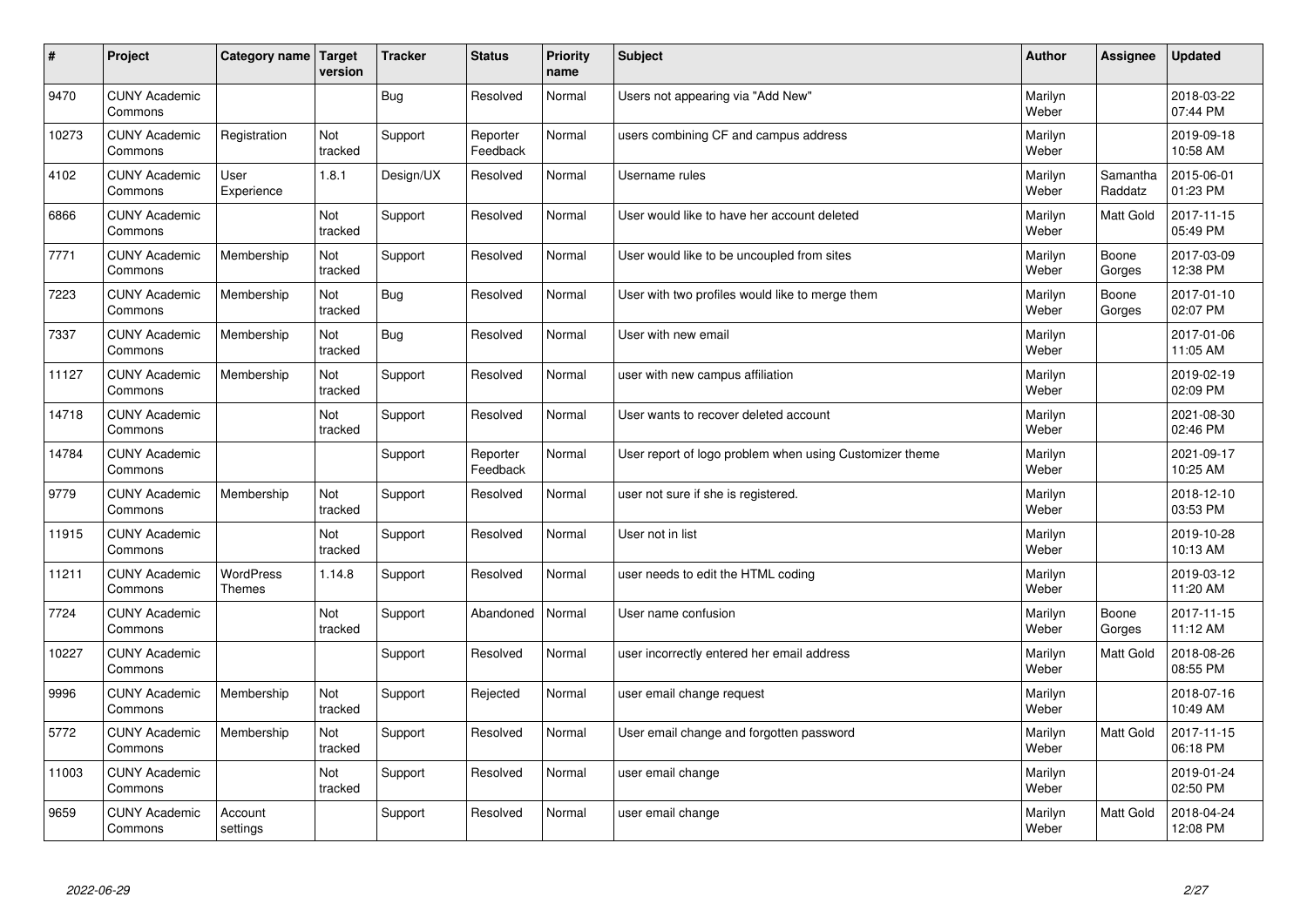| # | Project | Category name | Target version | Tracker | Status | Priority name | Subject | Author | Assignee | Updated |
|---|---|---|---|---|---|---|---|---|---|---|
| 9470 | CUNY Academic Commons | | | Bug | Resolved | Normal | Users not appearing via "Add New" | Marilyn Weber | | 2018-03-22 07:44 PM |
| 10273 | CUNY Academic Commons | Registration | Not tracked | Support | Reporter Feedback | Normal | users combining CF and campus address | Marilyn Weber | | 2019-09-18 10:58 AM |
| 4102 | CUNY Academic Commons | User Experience | 1.8.1 | Design/UX | Resolved | Normal | Username rules | Marilyn Weber | Samantha Raddatz | 2015-06-01 01:23 PM |
| 6866 | CUNY Academic Commons | | Not tracked | Support | Resolved | Normal | User would like to have her account deleted | Marilyn Weber | Matt Gold | 2017-11-15 05:49 PM |
| 7771 | CUNY Academic Commons | Membership | Not tracked | Support | Resolved | Normal | User would like to be uncoupled from sites | Marilyn Weber | Boone Gorges | 2017-03-09 12:38 PM |
| 7223 | CUNY Academic Commons | Membership | Not tracked | Bug | Resolved | Normal | User with two profiles would like to merge them | Marilyn Weber | Boone Gorges | 2017-01-10 02:07 PM |
| 7337 | CUNY Academic Commons | Membership | Not tracked | Bug | Resolved | Normal | User with new email | Marilyn Weber | | 2017-01-06 11:05 AM |
| 11127 | CUNY Academic Commons | Membership | Not tracked | Support | Resolved | Normal | user with new campus affiliation | Marilyn Weber | | 2019-02-19 02:09 PM |
| 14718 | CUNY Academic Commons | | Not tracked | Support | Resolved | Normal | User wants to recover deleted account | Marilyn Weber | | 2021-08-30 02:46 PM |
| 14784 | CUNY Academic Commons | | | Support | Reporter Feedback | Normal | User report of logo problem when using Customizer theme | Marilyn Weber | | 2021-09-17 10:25 AM |
| 9779 | CUNY Academic Commons | Membership | Not tracked | Support | Resolved | Normal | user not sure if she is registered. | Marilyn Weber | | 2018-12-10 03:53 PM |
| 11915 | CUNY Academic Commons | | Not tracked | Support | Resolved | Normal | User not in list | Marilyn Weber | | 2019-10-28 10:13 AM |
| 11211 | CUNY Academic Commons | WordPress Themes | 1.14.8 | Support | Resolved | Normal | user needs to edit the HTML coding | Marilyn Weber | | 2019-03-12 11:20 AM |
| 7724 | CUNY Academic Commons | | Not tracked | Support | Abandoned | Normal | User name confusion | Marilyn Weber | Boone Gorges | 2017-11-15 11:12 AM |
| 10227 | CUNY Academic Commons | | | Support | Resolved | Normal | user incorrectly entered her email address | Marilyn Weber | Matt Gold | 2018-08-26 08:55 PM |
| 9996 | CUNY Academic Commons | Membership | Not tracked | Support | Rejected | Normal | user email change request | Marilyn Weber | | 2018-07-16 10:49 AM |
| 5772 | CUNY Academic Commons | Membership | Not tracked | Support | Resolved | Normal | User email change and forgotten password | Marilyn Weber | Matt Gold | 2017-11-15 06:18 PM |
| 11003 | CUNY Academic Commons | | Not tracked | Support | Resolved | Normal | user email change | Marilyn Weber | | 2019-01-24 02:50 PM |
| 9659 | CUNY Academic Commons | Account settings | | Support | Resolved | Normal | user email change | Marilyn Weber | Matt Gold | 2018-04-24 12:08 PM |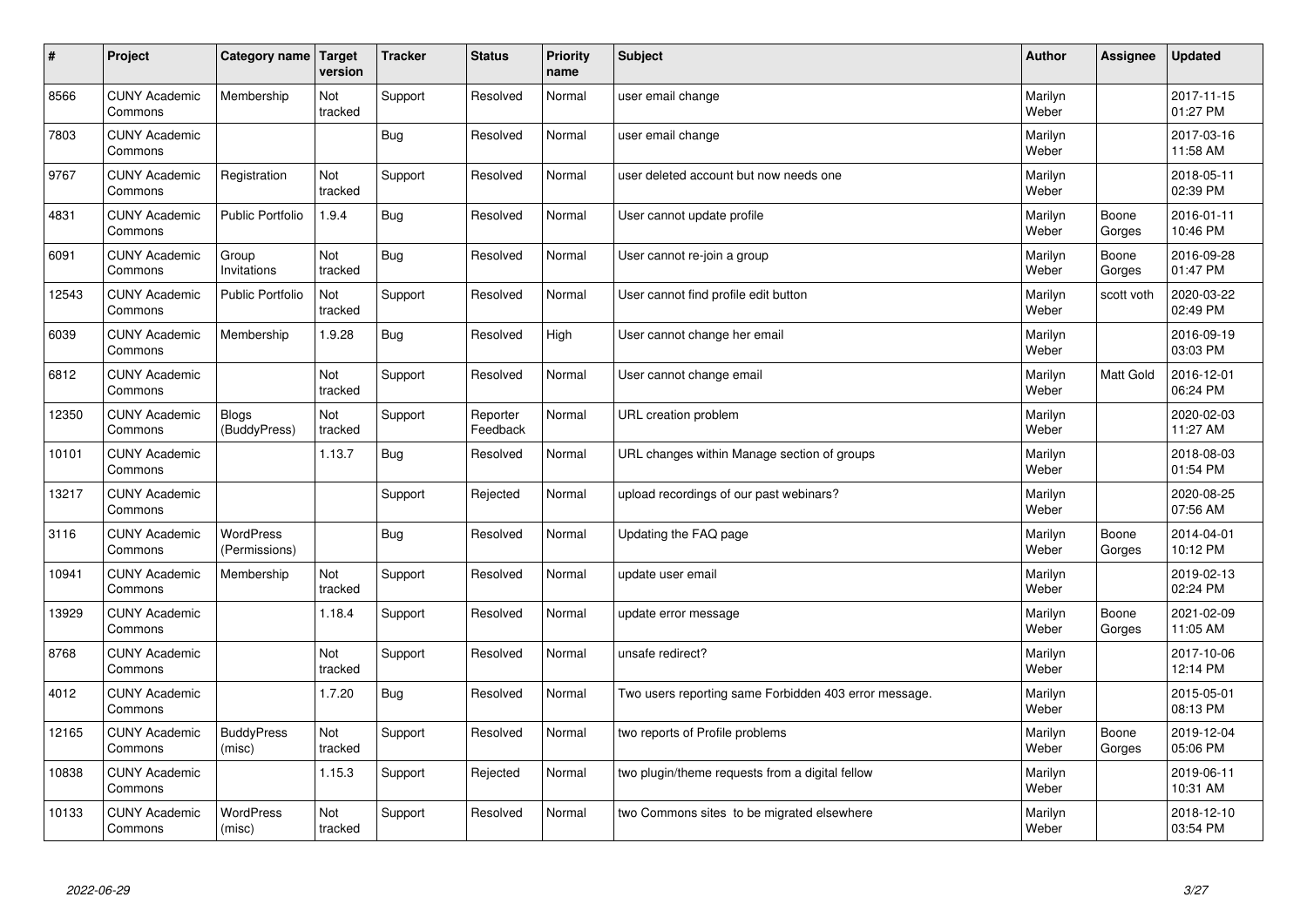| # | Project | Category name | Target version | Tracker | Status | Priority name | Subject | Author | Assignee | Updated |
|---|---|---|---|---|---|---|---|---|---|---|
| 8566 | CUNY Academic Commons | Membership | Not tracked | Support | Resolved | Normal | user email change | Marilyn Weber | | 2017-11-15 01:27 PM |
| 7803 | CUNY Academic Commons | | | Bug | Resolved | Normal | user email change | Marilyn Weber | | 2017-03-16 11:58 AM |
| 9767 | CUNY Academic Commons | Registration | Not tracked | Support | Resolved | Normal | user deleted account but now needs one | Marilyn Weber | | 2018-05-11 02:39 PM |
| 4831 | CUNY Academic Commons | Public Portfolio | 1.9.4 | Bug | Resolved | Normal | User cannot update profile | Marilyn Weber | Boone Gorges | 2016-01-11 10:46 PM |
| 6091 | CUNY Academic Commons | Group Invitations | Not tracked | Bug | Resolved | Normal | User cannot re-join a group | Marilyn Weber | Boone Gorges | 2016-09-28 01:47 PM |
| 12543 | CUNY Academic Commons | Public Portfolio | Not tracked | Support | Resolved | Normal | User cannot find profile edit button | Marilyn Weber | scott voth | 2020-03-22 02:49 PM |
| 6039 | CUNY Academic Commons | Membership | 1.9.28 | Bug | Resolved | High | User cannot change her email | Marilyn Weber | | 2016-09-19 03:03 PM |
| 6812 | CUNY Academic Commons | | Not tracked | Support | Resolved | Normal | User cannot change email | Marilyn Weber | Matt Gold | 2016-12-01 06:24 PM |
| 12350 | CUNY Academic Commons | Blogs (BuddyPress) | Not tracked | Support | Reporter Feedback | Normal | URL creation problem | Marilyn Weber | | 2020-02-03 11:27 AM |
| 10101 | CUNY Academic Commons | | 1.13.7 | Bug | Resolved | Normal | URL changes within Manage section of groups | Marilyn Weber | | 2018-08-03 01:54 PM |
| 13217 | CUNY Academic Commons | | | Support | Rejected | Normal | upload recordings of our past webinars? | Marilyn Weber | | 2020-08-25 07:56 AM |
| 3116 | CUNY Academic Commons | WordPress (Permissions) | | Bug | Resolved | Normal | Updating the FAQ page | Marilyn Weber | Boone Gorges | 2014-04-01 10:12 PM |
| 10941 | CUNY Academic Commons | Membership | Not tracked | Support | Resolved | Normal | update user email | Marilyn Weber | | 2019-02-13 02:24 PM |
| 13929 | CUNY Academic Commons | | 1.18.4 | Support | Resolved | Normal | update error message | Marilyn Weber | Boone Gorges | 2021-02-09 11:05 AM |
| 8768 | CUNY Academic Commons | | Not tracked | Support | Resolved | Normal | unsafe redirect? | Marilyn Weber | | 2017-10-06 12:14 PM |
| 4012 | CUNY Academic Commons | | 1.7.20 | Bug | Resolved | Normal | Two users reporting same Forbidden 403 error message. | Marilyn Weber | | 2015-05-01 08:13 PM |
| 12165 | CUNY Academic Commons | BuddyPress (misc) | Not tracked | Support | Resolved | Normal | two reports of Profile problems | Marilyn Weber | Boone Gorges | 2019-12-04 05:06 PM |
| 10838 | CUNY Academic Commons | | 1.15.3 | Support | Rejected | Normal | two plugin/theme requests from a digital fellow | Marilyn Weber | | 2019-06-11 10:31 AM |
| 10133 | CUNY Academic Commons | WordPress (misc) | Not tracked | Support | Resolved | Normal | two Commons sites to be migrated elsewhere | Marilyn Weber | | 2018-12-10 03:54 PM |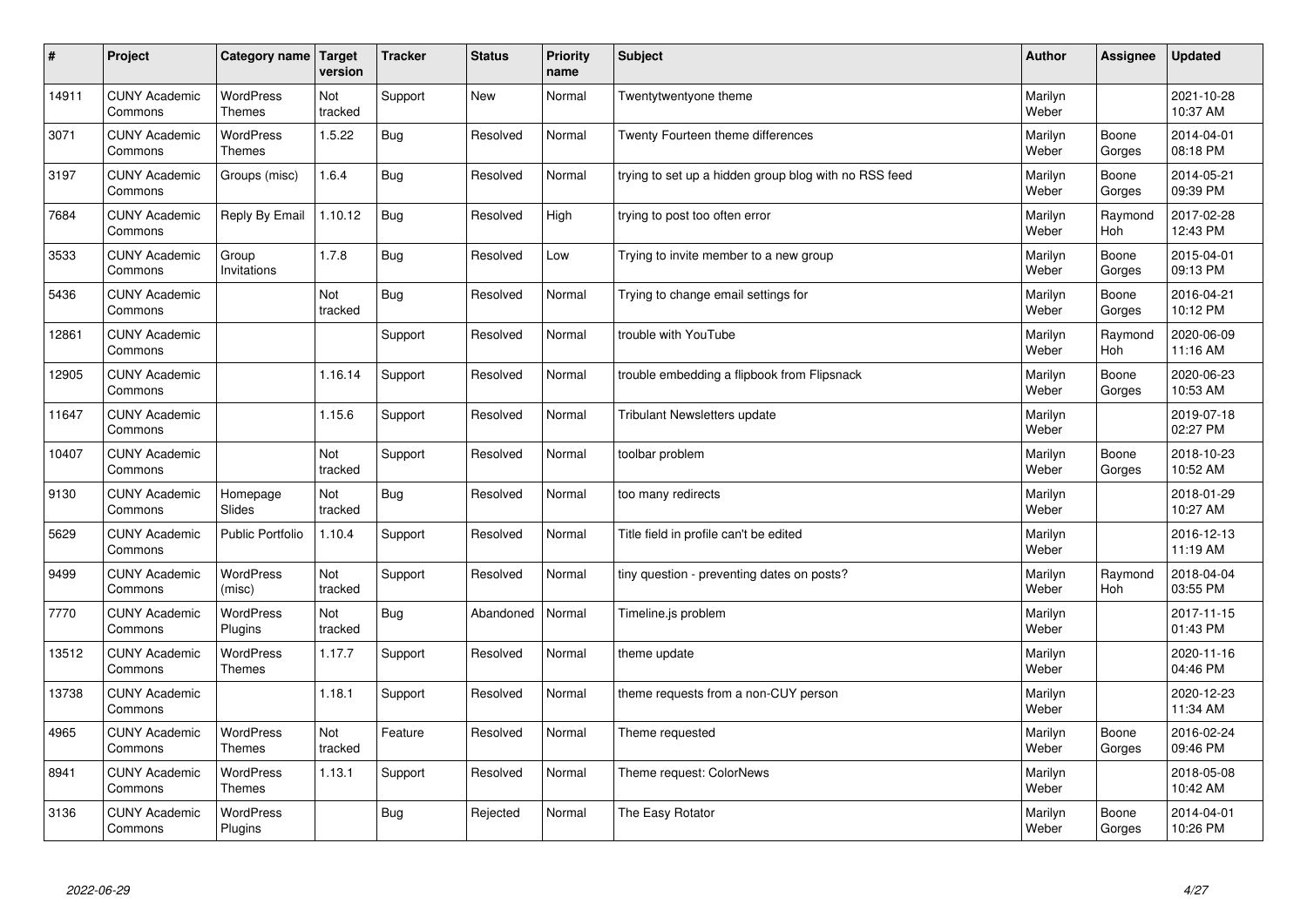| # | Project | Category name | Target version | Tracker | Status | Priority name | Subject | Author | Assignee | Updated |
|---|---|---|---|---|---|---|---|---|---|---|
| 14911 | CUNY Academic Commons | WordPress Themes | Not tracked | Support | New | Normal | Twentytwentyone theme | Marilyn Weber | | 2021-10-28 10:37 AM |
| 3071 | CUNY Academic Commons | WordPress Themes | 1.5.22 | Bug | Resolved | Normal | Twenty Fourteen theme differences | Marilyn Weber | Boone Gorges | 2014-04-01 08:18 PM |
| 3197 | CUNY Academic Commons | Groups (misc) | 1.6.4 | Bug | Resolved | Normal | trying to set up a hidden group blog with no RSS feed | Marilyn Weber | Boone Gorges | 2014-05-21 09:39 PM |
| 7684 | CUNY Academic Commons | Reply By Email | 1.10.12 | Bug | Resolved | High | trying to post too often error | Marilyn Weber | Raymond Hoh | 2017-02-28 12:43 PM |
| 3533 | CUNY Academic Commons | Group Invitations | 1.7.8 | Bug | Resolved | Low | Trying to invite member to a new group | Marilyn Weber | Boone Gorges | 2015-04-01 09:13 PM |
| 5436 | CUNY Academic Commons | | Not tracked | Bug | Resolved | Normal | Trying to change email settings for | Marilyn Weber | Boone Gorges | 2016-04-21 10:12 PM |
| 12861 | CUNY Academic Commons | | | Support | Resolved | Normal | trouble with YouTube | Marilyn Weber | Raymond Hoh | 2020-06-09 11:16 AM |
| 12905 | CUNY Academic Commons | | 1.16.14 | Support | Resolved | Normal | trouble embedding a flipbook from Flipsnack | Marilyn Weber | Boone Gorges | 2020-06-23 10:53 AM |
| 11647 | CUNY Academic Commons | | 1.15.6 | Support | Resolved | Normal | Tribulant Newsletters update | Marilyn Weber | | 2019-07-18 02:27 PM |
| 10407 | CUNY Academic Commons | | Not tracked | Support | Resolved | Normal | toolbar problem | Marilyn Weber | Boone Gorges | 2018-10-23 10:52 AM |
| 9130 | CUNY Academic Commons | Homepage Slides | Not tracked | Bug | Resolved | Normal | too many redirects | Marilyn Weber | | 2018-01-29 10:27 AM |
| 5629 | CUNY Academic Commons | Public Portfolio | 1.10.4 | Support | Resolved | Normal | Title field in profile can't be edited | Marilyn Weber | | 2016-12-13 11:19 AM |
| 9499 | CUNY Academic Commons | WordPress (misc) | Not tracked | Support | Resolved | Normal | tiny question - preventing dates on posts? | Marilyn Weber | Raymond Hoh | 2018-04-04 03:55 PM |
| 7770 | CUNY Academic Commons | WordPress Plugins | Not tracked | Bug | Abandoned | Normal | Timeline.js problem | Marilyn Weber | | 2017-11-15 01:43 PM |
| 13512 | CUNY Academic Commons | WordPress Themes | 1.17.7 | Support | Resolved | Normal | theme update | Marilyn Weber | | 2020-11-16 04:46 PM |
| 13738 | CUNY Academic Commons | | 1.18.1 | Support | Resolved | Normal | theme requests from a non-CUY person | Marilyn Weber | | 2020-12-23 11:34 AM |
| 4965 | CUNY Academic Commons | WordPress Themes | Not tracked | Feature | Resolved | Normal | Theme requested | Marilyn Weber | Boone Gorges | 2016-02-24 09:46 PM |
| 8941 | CUNY Academic Commons | WordPress Themes | 1.13.1 | Support | Resolved | Normal | Theme request: ColorNews | Marilyn Weber | | 2018-05-08 10:42 AM |
| 3136 | CUNY Academic Commons | WordPress Plugins | | Bug | Rejected | Normal | The Easy Rotator | Marilyn Weber | Boone Gorges | 2014-04-01 10:26 PM |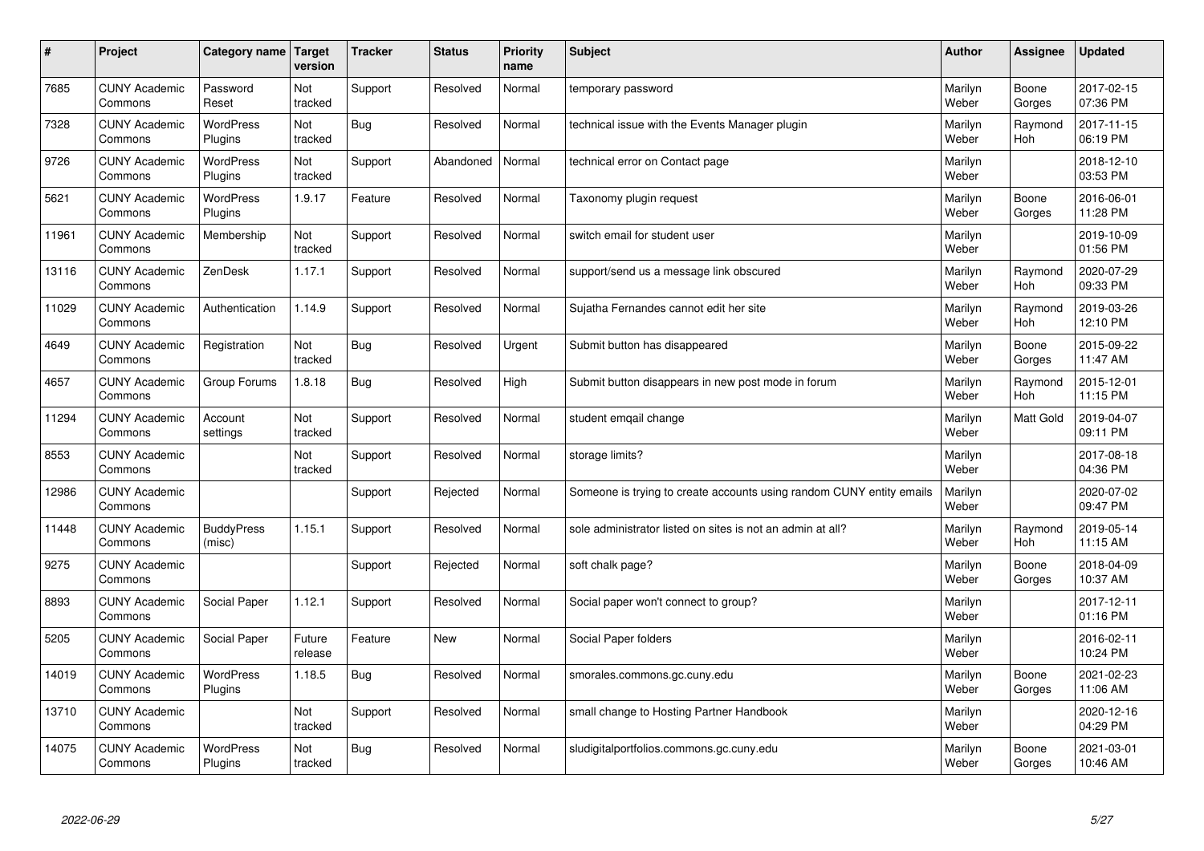| # | Project | Category name | Target version | Tracker | Status | Priority name | Subject | Author | Assignee | Updated |
|---|---|---|---|---|---|---|---|---|---|---|
| 7685 | CUNY Academic Commons | Password Reset | Not tracked | Support | Resolved | Normal | temporary password | Marilyn Weber | Boone Gorges | 2017-02-15 07:36 PM |
| 7328 | CUNY Academic Commons | WordPress Plugins | Not tracked | Bug | Resolved | Normal | technical issue with the Events Manager plugin | Marilyn Weber | Raymond Hoh | 2017-11-15 06:19 PM |
| 9726 | CUNY Academic Commons | WordPress Plugins | Not tracked | Support | Abandoned | Normal | technical error on Contact page | Marilyn Weber | | 2018-12-10 03:53 PM |
| 5621 | CUNY Academic Commons | WordPress Plugins | 1.9.17 | Feature | Resolved | Normal | Taxonomy plugin request | Marilyn Weber | Boone Gorges | 2016-06-01 11:28 PM |
| 11961 | CUNY Academic Commons | Membership | Not tracked | Support | Resolved | Normal | switch email for student user | Marilyn Weber | | 2019-10-09 01:56 PM |
| 13116 | CUNY Academic Commons | ZenDesk | 1.17.1 | Support | Resolved | Normal | support/send us a message link obscured | Marilyn Weber | Raymond Hoh | 2020-07-29 09:33 PM |
| 11029 | CUNY Academic Commons | Authentication | 1.14.9 | Support | Resolved | Normal | Sujatha Fernandes cannot edit her site | Marilyn Weber | Raymond Hoh | 2019-03-26 12:10 PM |
| 4649 | CUNY Academic Commons | Registration | Not tracked | Bug | Resolved | Urgent | Submit button has disappeared | Marilyn Weber | Boone Gorges | 2015-09-22 11:47 AM |
| 4657 | CUNY Academic Commons | Group Forums | 1.8.18 | Bug | Resolved | High | Submit button disappears in new post mode in forum | Marilyn Weber | Raymond Hoh | 2015-12-01 11:15 PM |
| 11294 | CUNY Academic Commons | Account settings | Not tracked | Support | Resolved | Normal | student emqail change | Marilyn Weber | Matt Gold | 2019-04-07 09:11 PM |
| 8553 | CUNY Academic Commons | | Not tracked | Support | Resolved | Normal | storage limits? | Marilyn Weber | | 2017-08-18 04:36 PM |
| 12986 | CUNY Academic Commons | | | Support | Rejected | Normal | Someone is trying to create accounts using random CUNY entity emails | Marilyn Weber | | 2020-07-02 09:47 PM |
| 11448 | CUNY Academic Commons | BuddyPress (misc) | 1.15.1 | Support | Resolved | Normal | sole administrator listed on sites is not an admin at all? | Marilyn Weber | Raymond Hoh | 2019-05-14 11:15 AM |
| 9275 | CUNY Academic Commons | | | Support | Rejected | Normal | soft chalk page? | Marilyn Weber | Boone Gorges | 2018-04-09 10:37 AM |
| 8893 | CUNY Academic Commons | Social Paper | 1.12.1 | Support | Resolved | Normal | Social paper won't connect to group? | Marilyn Weber | | 2017-12-11 01:16 PM |
| 5205 | CUNY Academic Commons | Social Paper | Future release | Feature | New | Normal | Social Paper folders | Marilyn Weber | | 2016-02-11 10:24 PM |
| 14019 | CUNY Academic Commons | WordPress Plugins | 1.18.5 | Bug | Resolved | Normal | smorales.commons.gc.cuny.edu | Marilyn Weber | Boone Gorges | 2021-02-23 11:06 AM |
| 13710 | CUNY Academic Commons | | Not tracked | Support | Resolved | Normal | small change to Hosting Partner Handbook | Marilyn Weber | | 2020-12-16 04:29 PM |
| 14075 | CUNY Academic Commons | WordPress Plugins | Not tracked | Bug | Resolved | Normal | sludigitalportfolios.commons.gc.cuny.edu | Marilyn Weber | Boone Gorges | 2021-03-01 10:46 AM |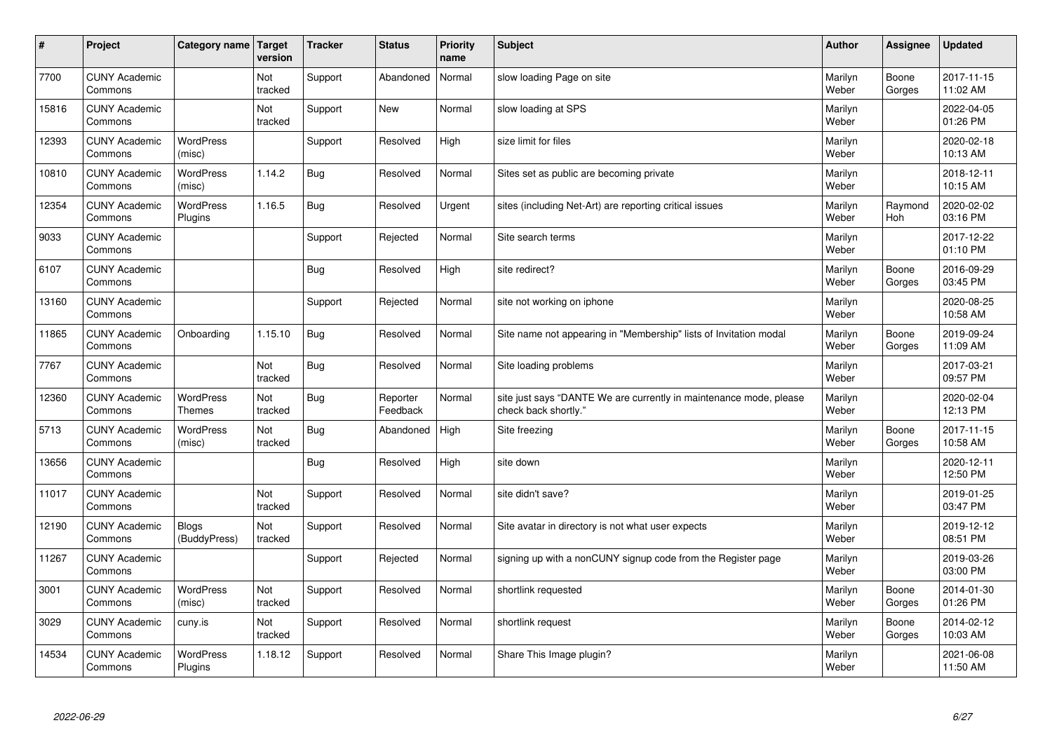| # | Project | Category name | Target version | Tracker | Status | Priority name | Subject | Author | Assignee | Updated |
|---|---|---|---|---|---|---|---|---|---|---|
| 7700 | CUNY Academic Commons | | Not tracked | Support | Abandoned | Normal | slow loading Page on site | Marilyn Weber | Boone Gorges | 2017-11-15 11:02 AM |
| 15816 | CUNY Academic Commons | | Not tracked | Support | New | Normal | slow loading at SPS | Marilyn Weber | | 2022-04-05 01:26 PM |
| 12393 | CUNY Academic Commons | WordPress (misc) | | Support | Resolved | High | size limit for files | Marilyn Weber | | 2020-02-18 10:13 AM |
| 10810 | CUNY Academic Commons | WordPress (misc) | 1.14.2 | Bug | Resolved | Normal | Sites set as public are becoming private | Marilyn Weber | | 2018-12-11 10:15 AM |
| 12354 | CUNY Academic Commons | WordPress Plugins | 1.16.5 | Bug | Resolved | Urgent | sites (including Net-Art) are reporting critical issues | Marilyn Weber | Raymond Hoh | 2020-02-02 03:16 PM |
| 9033 | CUNY Academic Commons | | | Support | Rejected | Normal | Site search terms | Marilyn Weber | | 2017-12-22 01:10 PM |
| 6107 | CUNY Academic Commons | | | Bug | Resolved | High | site redirect? | Marilyn Weber | Boone Gorges | 2016-09-29 03:45 PM |
| 13160 | CUNY Academic Commons | | | Support | Rejected | Normal | site not working on iphone | Marilyn Weber | | 2020-08-25 10:58 AM |
| 11865 | CUNY Academic Commons | Onboarding | 1.15.10 | Bug | Resolved | Normal | Site name not appearing in "Membership" lists of Invitation modal | Marilyn Weber | Boone Gorges | 2019-09-24 11:09 AM |
| 7767 | CUNY Academic Commons | | Not tracked | Bug | Resolved | Normal | Site loading problems | Marilyn Weber | | 2017-03-21 09:57 PM |
| 12360 | CUNY Academic Commons | WordPress Themes | Not tracked | Bug | Reporter Feedback | Normal | site just says "DANTE We are currently in maintenance mode, please check back shortly." | Marilyn Weber | | 2020-02-04 12:13 PM |
| 5713 | CUNY Academic Commons | WordPress (misc) | Not tracked | Bug | Abandoned | High | Site freezing | Marilyn Weber | Boone Gorges | 2017-11-15 10:58 AM |
| 13656 | CUNY Academic Commons | | | Bug | Resolved | High | site down | Marilyn Weber | | 2020-12-11 12:50 PM |
| 11017 | CUNY Academic Commons | | Not tracked | Support | Resolved | Normal | site didn't save? | Marilyn Weber | | 2019-01-25 03:47 PM |
| 12190 | CUNY Academic Commons | Blogs (BuddyPress) | Not tracked | Support | Resolved | Normal | Site avatar in directory is not what user expects | Marilyn Weber | | 2019-12-12 08:51 PM |
| 11267 | CUNY Academic Commons | | | Support | Rejected | Normal | signing up with a nonCUNY signup code from the Register page | Marilyn Weber | | 2019-03-26 03:00 PM |
| 3001 | CUNY Academic Commons | WordPress (misc) | Not tracked | Support | Resolved | Normal | shortlink requested | Marilyn Weber | Boone Gorges | 2014-01-30 01:26 PM |
| 3029 | CUNY Academic Commons | cuny.is | Not tracked | Support | Resolved | Normal | shortlink request | Marilyn Weber | Boone Gorges | 2014-02-12 10:03 AM |
| 14534 | CUNY Academic Commons | WordPress Plugins | 1.18.12 | Support | Resolved | Normal | Share This Image plugin? | Marilyn Weber | | 2021-06-08 11:50 AM |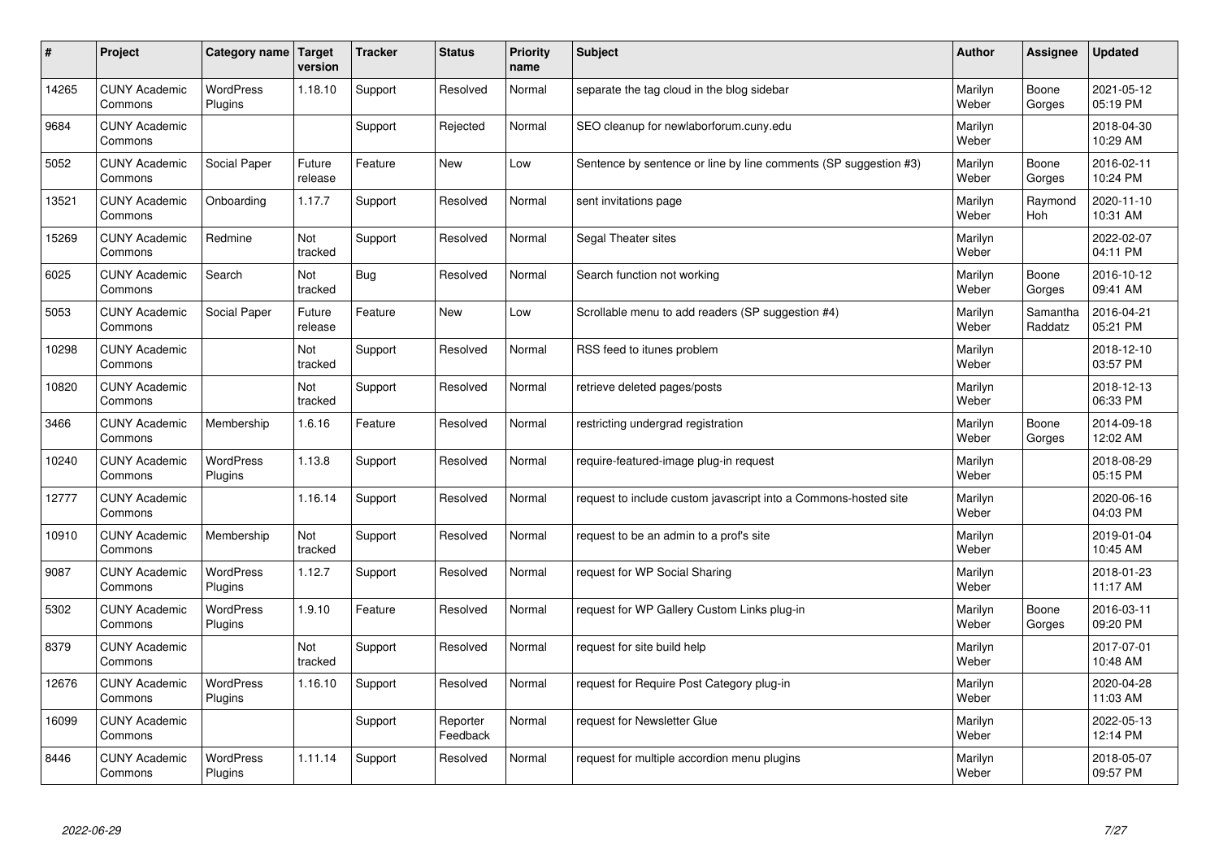| # | Project | Category name | Target version | Tracker | Status | Priority name | Subject | Author | Assignee | Updated |
|---|---|---|---|---|---|---|---|---|---|---|
| 14265 | CUNY Academic Commons | WordPress Plugins | 1.18.10 | Support | Resolved | Normal | separate the tag cloud in the blog sidebar | Marilyn Weber | Boone Gorges | 2021-05-12 05:19 PM |
| 9684 | CUNY Academic Commons | | | Support | Rejected | Normal | SEO cleanup for newlaborforum.cuny.edu | Marilyn Weber | | 2018-04-30 10:29 AM |
| 5052 | CUNY Academic Commons | Social Paper | Future release | Feature | New | Low | Sentence by sentence or line by line comments (SP suggestion #3) | Marilyn Weber | Boone Gorges | 2016-02-11 10:24 PM |
| 13521 | CUNY Academic Commons | Onboarding | 1.17.7 | Support | Resolved | Normal | sent invitations page | Marilyn Weber | Raymond Hoh | 2020-11-10 10:31 AM |
| 15269 | CUNY Academic Commons | Redmine | Not tracked | Support | Resolved | Normal | Segal Theater sites | Marilyn Weber | | 2022-02-07 04:11 PM |
| 6025 | CUNY Academic Commons | Search | Not tracked | Bug | Resolved | Normal | Search function not working | Marilyn Weber | Boone Gorges | 2016-10-12 09:41 AM |
| 5053 | CUNY Academic Commons | Social Paper | Future release | Feature | New | Low | Scrollable menu to add readers (SP suggestion #4) | Marilyn Weber | Samantha Raddatz | 2016-04-21 05:21 PM |
| 10298 | CUNY Academic Commons | | Not tracked | Support | Resolved | Normal | RSS feed to itunes problem | Marilyn Weber | | 2018-12-10 03:57 PM |
| 10820 | CUNY Academic Commons | | Not tracked | Support | Resolved | Normal | retrieve deleted pages/posts | Marilyn Weber | | 2018-12-13 06:33 PM |
| 3466 | CUNY Academic Commons | Membership | 1.6.16 | Feature | Resolved | Normal | restricting undergrad registration | Marilyn Weber | Boone Gorges | 2014-09-18 12:02 AM |
| 10240 | CUNY Academic Commons | WordPress Plugins | 1.13.8 | Support | Resolved | Normal | require-featured-image plug-in request | Marilyn Weber | | 2018-08-29 05:15 PM |
| 12777 | CUNY Academic Commons | | 1.16.14 | Support | Resolved | Normal | request to include custom javascript into a Commons-hosted site | Marilyn Weber | | 2020-06-16 04:03 PM |
| 10910 | CUNY Academic Commons | Membership | Not tracked | Support | Resolved | Normal | request to be an admin to a prof's site | Marilyn Weber | | 2019-01-04 10:45 AM |
| 9087 | CUNY Academic Commons | WordPress Plugins | 1.12.7 | Support | Resolved | Normal | request for WP Social Sharing | Marilyn Weber | | 2018-01-23 11:17 AM |
| 5302 | CUNY Academic Commons | WordPress Plugins | 1.9.10 | Feature | Resolved | Normal | request for WP Gallery Custom Links plug-in | Marilyn Weber | Boone Gorges | 2016-03-11 09:20 PM |
| 8379 | CUNY Academic Commons | | Not tracked | Support | Resolved | Normal | request for site build help | Marilyn Weber | | 2017-07-01 10:48 AM |
| 12676 | CUNY Academic Commons | WordPress Plugins | 1.16.10 | Support | Resolved | Normal | request for Require Post Category plug-in | Marilyn Weber | | 2020-04-28 11:03 AM |
| 16099 | CUNY Academic Commons | | | Support | Reporter Feedback | Normal | request for Newsletter Glue | Marilyn Weber | | 2022-05-13 12:14 PM |
| 8446 | CUNY Academic Commons | WordPress Plugins | 1.11.14 | Support | Resolved | Normal | request for multiple accordion menu plugins | Marilyn Weber | | 2018-05-07 09:57 PM |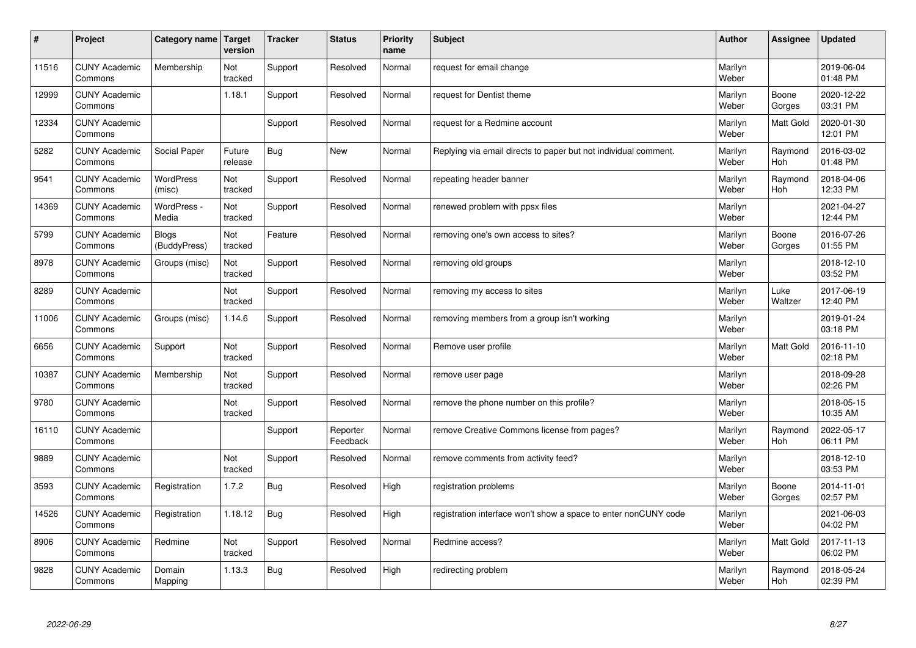| # | Project | Category name | Target version | Tracker | Status | Priority name | Subject | Author | Assignee | Updated |
|---|---|---|---|---|---|---|---|---|---|---|
| 11516 | CUNY Academic Commons | Membership | Not tracked | Support | Resolved | Normal | request for email change | Marilyn Weber | | 2019-06-04 01:48 PM |
| 12999 | CUNY Academic Commons | | 1.18.1 | Support | Resolved | Normal | request for Dentist theme | Marilyn Weber | Boone Gorges | 2020-12-22 03:31 PM |
| 12334 | CUNY Academic Commons | | | Support | Resolved | Normal | request for a Redmine account | Marilyn Weber | Matt Gold | 2020-01-30 12:01 PM |
| 5282 | CUNY Academic Commons | Social Paper | Future release | Bug | New | Normal | Replying via email directs to paper but not individual comment. | Marilyn Weber | Raymond Hoh | 2016-03-02 01:48 PM |
| 9541 | CUNY Academic Commons | WordPress (misc) | Not tracked | Support | Resolved | Normal | repeating header banner | Marilyn Weber | Raymond Hoh | 2018-04-06 12:33 PM |
| 14369 | CUNY Academic Commons | WordPress - Media | Not tracked | Support | Resolved | Normal | renewed problem with ppsx files | Marilyn Weber | | 2021-04-27 12:44 PM |
| 5799 | CUNY Academic Commons | Blogs (BuddyPress) | Not tracked | Feature | Resolved | Normal | removing one's own access to sites? | Marilyn Weber | Boone Gorges | 2016-07-26 01:55 PM |
| 8978 | CUNY Academic Commons | Groups (misc) | Not tracked | Support | Resolved | Normal | removing old groups | Marilyn Weber | | 2018-12-10 03:52 PM |
| 8289 | CUNY Academic Commons | | Not tracked | Support | Resolved | Normal | removing my access to sites | Marilyn Weber | Luke Waltzer | 2017-06-19 12:40 PM |
| 11006 | CUNY Academic Commons | Groups (misc) | 1.14.6 | Support | Resolved | Normal | removing members from a group isn't working | Marilyn Weber | | 2019-01-24 03:18 PM |
| 6656 | CUNY Academic Commons | Support | Not tracked | Support | Resolved | Normal | Remove user profile | Marilyn Weber | Matt Gold | 2016-11-10 02:18 PM |
| 10387 | CUNY Academic Commons | Membership | Not tracked | Support | Resolved | Normal | remove user page | Marilyn Weber | | 2018-09-28 02:26 PM |
| 9780 | CUNY Academic Commons | | Not tracked | Support | Resolved | Normal | remove the phone number on this profile? | Marilyn Weber | | 2018-05-15 10:35 AM |
| 16110 | CUNY Academic Commons | | | Support | Reporter Feedback | Normal | remove Creative Commons license from pages? | Marilyn Weber | Raymond Hoh | 2022-05-17 06:11 PM |
| 9889 | CUNY Academic Commons | | Not tracked | Support | Resolved | Normal | remove comments from activity feed? | Marilyn Weber | | 2018-12-10 03:53 PM |
| 3593 | CUNY Academic Commons | Registration | 1.7.2 | Bug | Resolved | High | registration problems | Marilyn Weber | Boone Gorges | 2014-11-01 02:57 PM |
| 14526 | CUNY Academic Commons | Registration | 1.18.12 | Bug | Resolved | High | registration interface won't show a space to enter nonCUNY code | Marilyn Weber | | 2021-06-03 04:02 PM |
| 8906 | CUNY Academic Commons | Redmine | Not tracked | Support | Resolved | Normal | Redmine access? | Marilyn Weber | Matt Gold | 2017-11-13 06:02 PM |
| 9828 | CUNY Academic Commons | Domain Mapping | 1.13.3 | Bug | Resolved | High | redirecting problem | Marilyn Weber | Raymond Hoh | 2018-05-24 02:39 PM |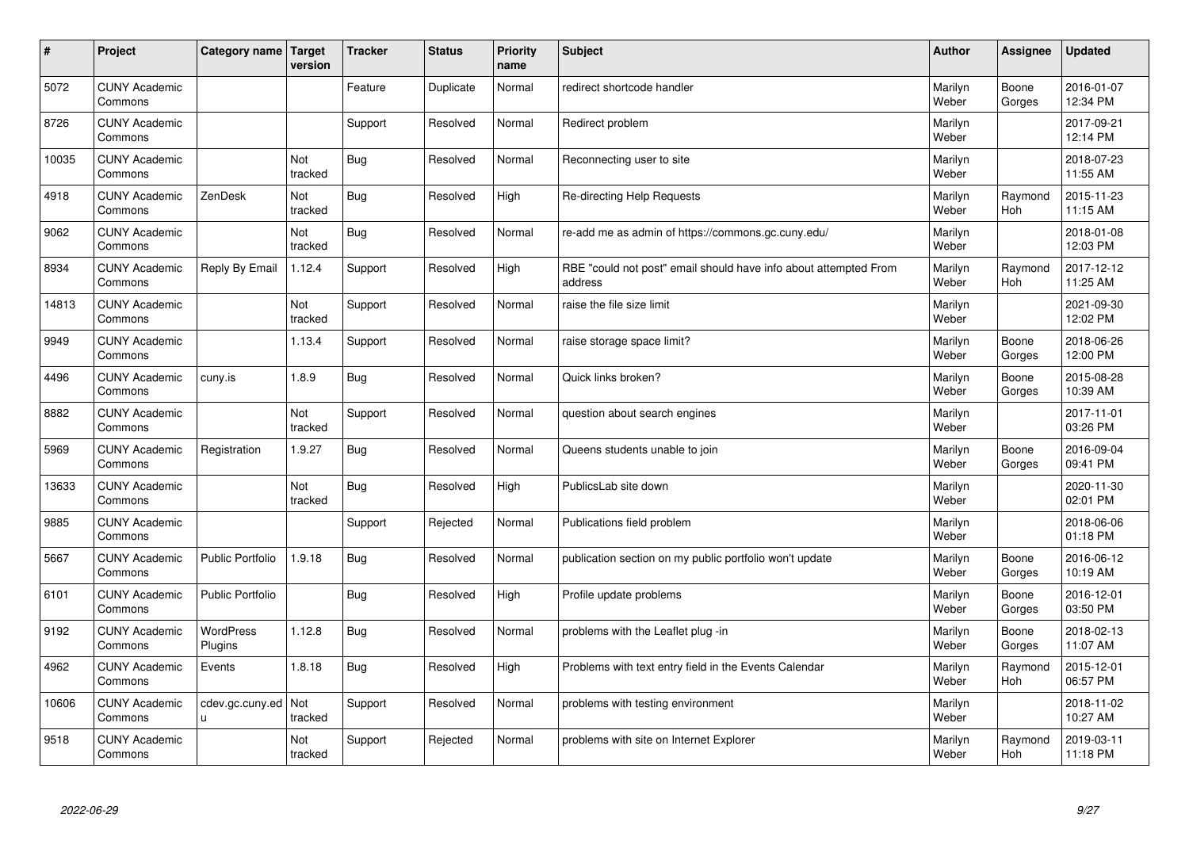| # | Project | Category name | Target version | Tracker | Status | Priority name | Subject | Author | Assignee | Updated |
|---|---|---|---|---|---|---|---|---|---|---|
| 5072 | CUNY Academic Commons | | | Feature | Duplicate | Normal | redirect shortcode handler | Marilyn Weber | Boone Gorges | 2016-01-07 12:34 PM |
| 8726 | CUNY Academic Commons | | | Support | Resolved | Normal | Redirect problem | Marilyn Weber | | 2017-09-21 12:14 PM |
| 10035 | CUNY Academic Commons | | Not tracked | Bug | Resolved | Normal | Reconnecting user to site | Marilyn Weber | | 2018-07-23 11:55 AM |
| 4918 | CUNY Academic Commons | ZenDesk | Not tracked | Bug | Resolved | High | Re-directing Help Requests | Marilyn Weber | Raymond Hoh | 2015-11-23 11:15 AM |
| 9062 | CUNY Academic Commons | | Not tracked | Bug | Resolved | Normal | re-add me as admin of https://commons.gc.cuny.edu/ | Marilyn Weber | | 2018-01-08 12:03 PM |
| 8934 | CUNY Academic Commons | Reply By Email | 1.12.4 | Support | Resolved | High | RBE "could not post" email should have info about attempted From address | Marilyn Weber | Raymond Hoh | 2017-12-12 11:25 AM |
| 14813 | CUNY Academic Commons | | Not tracked | Support | Resolved | Normal | raise the file size limit | Marilyn Weber | | 2021-09-30 12:02 PM |
| 9949 | CUNY Academic Commons | | 1.13.4 | Support | Resolved | Normal | raise storage space limit? | Marilyn Weber | Boone Gorges | 2018-06-26 12:00 PM |
| 4496 | CUNY Academic Commons | cuny.is | 1.8.9 | Bug | Resolved | Normal | Quick links broken? | Marilyn Weber | Boone Gorges | 2015-08-28 10:39 AM |
| 8882 | CUNY Academic Commons | | Not tracked | Support | Resolved | Normal | question about search engines | Marilyn Weber | | 2017-11-01 03:26 PM |
| 5969 | CUNY Academic Commons | Registration | 1.9.27 | Bug | Resolved | Normal | Queens students unable to join | Marilyn Weber | Boone Gorges | 2016-09-04 09:41 PM |
| 13633 | CUNY Academic Commons | | Not tracked | Bug | Resolved | High | PublicsLab site down | Marilyn Weber | | 2020-11-30 02:01 PM |
| 9885 | CUNY Academic Commons | | | Support | Rejected | Normal | Publications field problem | Marilyn Weber | | 2018-06-06 01:18 PM |
| 5667 | CUNY Academic Commons | Public Portfolio | 1.9.18 | Bug | Resolved | Normal | publication section on my public portfolio won't update | Marilyn Weber | Boone Gorges | 2016-06-12 10:19 AM |
| 6101 | CUNY Academic Commons | Public Portfolio | | Bug | Resolved | High | Profile update problems | Marilyn Weber | Boone Gorges | 2016-12-01 03:50 PM |
| 9192 | CUNY Academic Commons | WordPress Plugins | 1.12.8 | Bug | Resolved | Normal | problems with the Leaflet plug -in | Marilyn Weber | Boone Gorges | 2018-02-13 11:07 AM |
| 4962 | CUNY Academic Commons | Events | 1.8.18 | Bug | Resolved | High | Problems with text entry field in the Events Calendar | Marilyn Weber | Raymond Hoh | 2015-12-01 06:57 PM |
| 10606 | CUNY Academic Commons | cdev.gc.cuny.edu | Not tracked | Support | Resolved | Normal | problems with testing environment | Marilyn Weber | | 2018-11-02 10:27 AM |
| 9518 | CUNY Academic Commons | | Not tracked | Support | Rejected | Normal | problems with site on Internet Explorer | Marilyn Weber | Raymond Hoh | 2019-03-11 11:18 PM |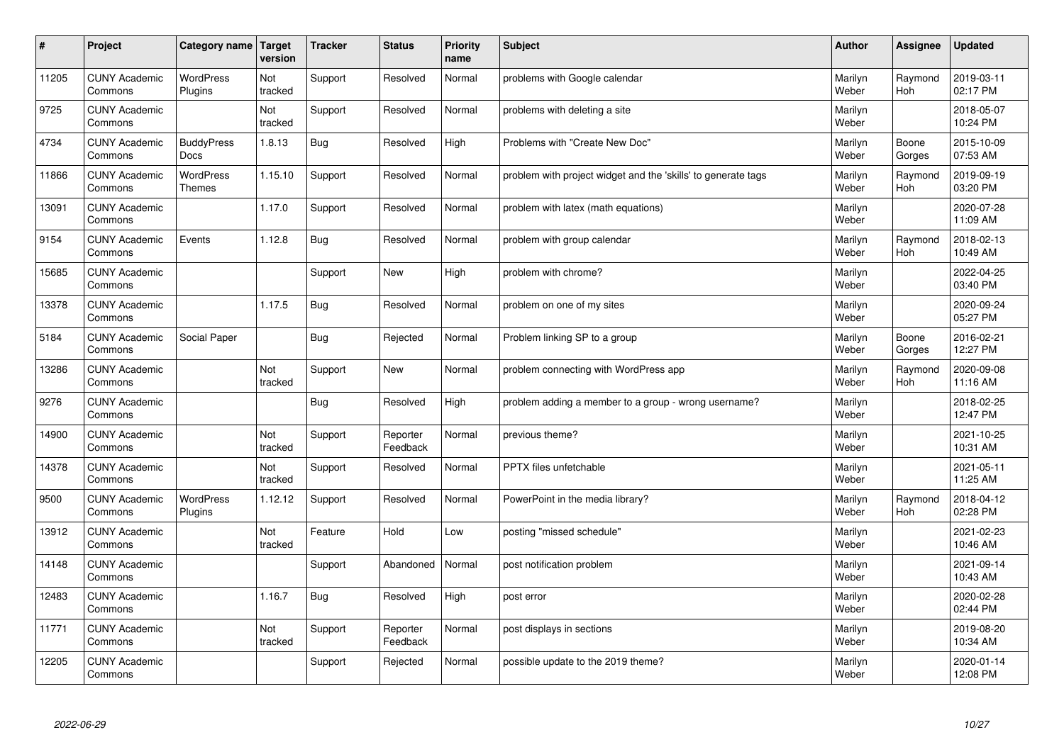| # | Project | Category name | Target version | Tracker | Status | Priority name | Subject | Author | Assignee | Updated |
|---|---|---|---|---|---|---|---|---|---|---|
| 11205 | CUNY Academic Commons | WordPress Plugins | Not tracked | Support | Resolved | Normal | problems with Google calendar | Marilyn Weber | Raymond Hoh | 2019-03-11 02:17 PM |
| 9725 | CUNY Academic Commons | | Not tracked | Support | Resolved | Normal | problems with deleting a site | Marilyn Weber | | 2018-05-07 10:24 PM |
| 4734 | CUNY Academic Commons | BuddyPress Docs | 1.8.13 | Bug | Resolved | High | Problems with "Create New Doc" | Marilyn Weber | Boone Gorges | 2015-10-09 07:53 AM |
| 11866 | CUNY Academic Commons | WordPress Themes | 1.15.10 | Support | Resolved | Normal | problem with project widget and the 'skills' to generate tags | Marilyn Weber | Raymond Hoh | 2019-09-19 03:20 PM |
| 13091 | CUNY Academic Commons | | 1.17.0 | Support | Resolved | Normal | problem with latex (math equations) | Marilyn Weber | | 2020-07-28 11:09 AM |
| 9154 | CUNY Academic Commons | Events | 1.12.8 | Bug | Resolved | Normal | problem with group calendar | Marilyn Weber | Raymond Hoh | 2018-02-13 10:49 AM |
| 15685 | CUNY Academic Commons | | | Support | New | High | problem with chrome? | Marilyn Weber | | 2022-04-25 03:40 PM |
| 13378 | CUNY Academic Commons | | 1.17.5 | Bug | Resolved | Normal | problem on one of my sites | Marilyn Weber | | 2020-09-24 05:27 PM |
| 5184 | CUNY Academic Commons | Social Paper | | Bug | Rejected | Normal | Problem linking SP to a group | Marilyn Weber | Boone Gorges | 2016-02-21 12:27 PM |
| 13286 | CUNY Academic Commons | | Not tracked | Support | New | Normal | problem connecting with WordPress app | Marilyn Weber | Raymond Hoh | 2020-09-08 11:16 AM |
| 9276 | CUNY Academic Commons | | | Bug | Resolved | High | problem adding a member to a group - wrong username? | Marilyn Weber | | 2018-02-25 12:47 PM |
| 14900 | CUNY Academic Commons | | Not tracked | Support | Reporter Feedback | Normal | previous theme? | Marilyn Weber | | 2021-10-25 10:31 AM |
| 14378 | CUNY Academic Commons | | Not tracked | Support | Resolved | Normal | PPTX files unfetchable | Marilyn Weber | | 2021-05-11 11:25 AM |
| 9500 | CUNY Academic Commons | WordPress Plugins | 1.12.12 | Support | Resolved | Normal | PowerPoint in the media library? | Marilyn Weber | Raymond Hoh | 2018-04-12 02:28 PM |
| 13912 | CUNY Academic Commons | | Not tracked | Feature | Hold | Low | posting "missed schedule" | Marilyn Weber | | 2021-02-23 10:46 AM |
| 14148 | CUNY Academic Commons | | | Support | Abandoned | Normal | post notification problem | Marilyn Weber | | 2021-09-14 10:43 AM |
| 12483 | CUNY Academic Commons | | 1.16.7 | Bug | Resolved | High | post error | Marilyn Weber | | 2020-02-28 02:44 PM |
| 11771 | CUNY Academic Commons | | Not tracked | Support | Reporter Feedback | Normal | post displays in sections | Marilyn Weber | | 2019-08-20 10:34 AM |
| 12205 | CUNY Academic Commons | | | Support | Rejected | Normal | possible update to the 2019 theme? | Marilyn Weber | | 2020-01-14 12:08 PM |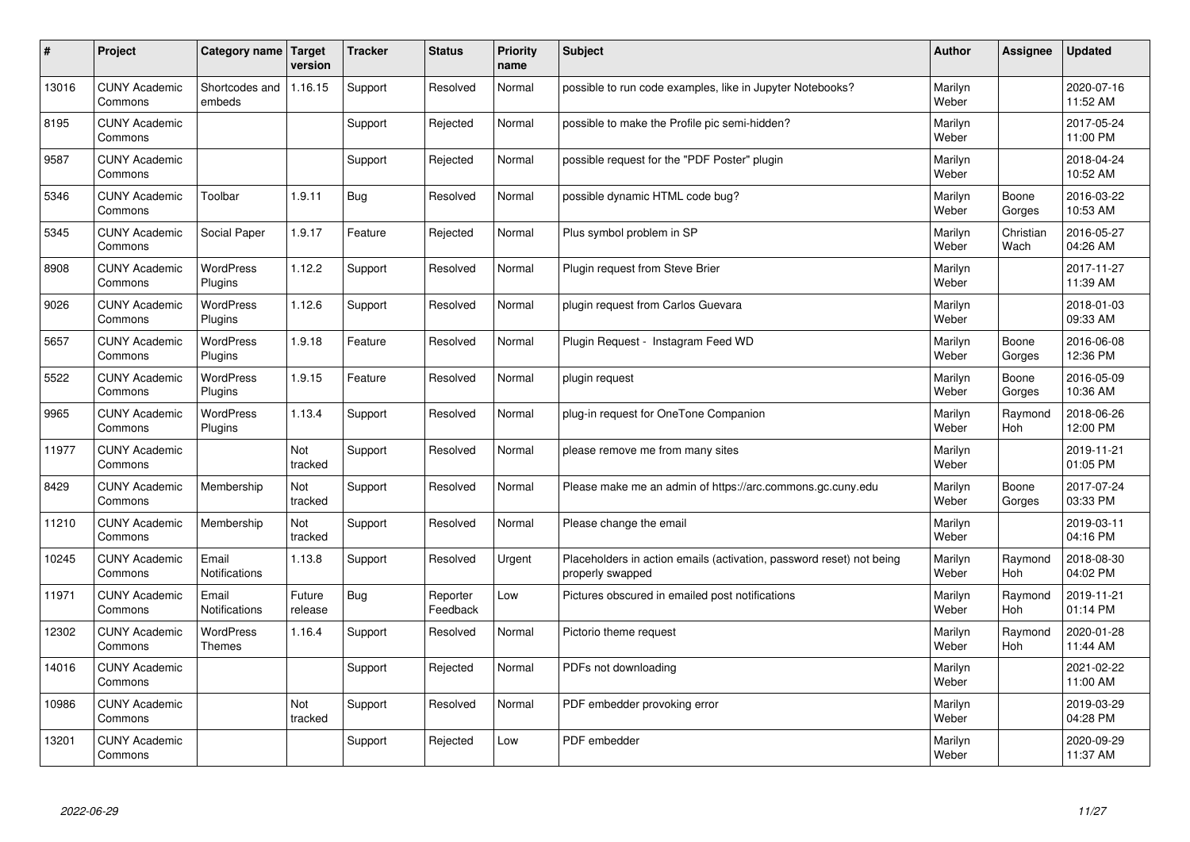| # | Project | Category name | Target version | Tracker | Status | Priority name | Subject | Author | Assignee | Updated |
|---|---|---|---|---|---|---|---|---|---|---|
| 13016 | CUNY Academic Commons | Shortcodes and embeds | 1.16.15 | Support | Resolved | Normal | possible to run code examples, like in Jupyter Notebooks? | Marilyn Weber | | 2020-07-16 11:52 AM |
| 8195 | CUNY Academic Commons | | | Support | Rejected | Normal | possible to make the Profile pic semi-hidden? | Marilyn Weber | | 2017-05-24 11:00 PM |
| 9587 | CUNY Academic Commons | | | Support | Rejected | Normal | possible request for the "PDF Poster" plugin | Marilyn Weber | | 2018-04-24 10:52 AM |
| 5346 | CUNY Academic Commons | Toolbar | 1.9.11 | Bug | Resolved | Normal | possible dynamic HTML code bug? | Marilyn Weber | Boone Gorges | 2016-03-22 10:53 AM |
| 5345 | CUNY Academic Commons | Social Paper | 1.9.17 | Feature | Rejected | Normal | Plus symbol problem in SP | Marilyn Weber | Christian Wach | 2016-05-27 04:26 AM |
| 8908 | CUNY Academic Commons | WordPress Plugins | 1.12.2 | Support | Resolved | Normal | Plugin request from Steve Brier | Marilyn Weber | | 2017-11-27 11:39 AM |
| 9026 | CUNY Academic Commons | WordPress Plugins | 1.12.6 | Support | Resolved | Normal | plugin request from Carlos Guevara | Marilyn Weber | | 2018-01-03 09:33 AM |
| 5657 | CUNY Academic Commons | WordPress Plugins | 1.9.18 | Feature | Resolved | Normal | Plugin Request - Instagram Feed WD | Marilyn Weber | Boone Gorges | 2016-06-08 12:36 PM |
| 5522 | CUNY Academic Commons | WordPress Plugins | 1.9.15 | Feature | Resolved | Normal | plugin request | Marilyn Weber | Boone Gorges | 2016-05-09 10:36 AM |
| 9965 | CUNY Academic Commons | WordPress Plugins | 1.13.4 | Support | Resolved | Normal | plug-in request for OneTone Companion | Marilyn Weber | Raymond Hoh | 2018-06-26 12:00 PM |
| 11977 | CUNY Academic Commons | | Not tracked | Support | Resolved | Normal | please remove me from many sites | Marilyn Weber | | 2019-11-21 01:05 PM |
| 8429 | CUNY Academic Commons | Membership | Not tracked | Support | Resolved | Normal | Please make me an admin of https://arc.commons.gc.cuny.edu | Marilyn Weber | Boone Gorges | 2017-07-24 03:33 PM |
| 11210 | CUNY Academic Commons | Membership | Not tracked | Support | Resolved | Normal | Please change the email | Marilyn Weber | | 2019-03-11 04:16 PM |
| 10245 | CUNY Academic Commons | Email Notifications | 1.13.8 | Support | Resolved | Urgent | Placeholders in action emails (activation, password reset) not being properly swapped | Marilyn Weber | Raymond Hoh | 2018-08-30 04:02 PM |
| 11971 | CUNY Academic Commons | Email Notifications | Future release | Bug | Reporter Feedback | Low | Pictures obscured in emailed post notifications | Marilyn Weber | Raymond Hoh | 2019-11-21 01:14 PM |
| 12302 | CUNY Academic Commons | WordPress Themes | 1.16.4 | Support | Resolved | Normal | Pictorio theme request | Marilyn Weber | Raymond Hoh | 2020-01-28 11:44 AM |
| 14016 | CUNY Academic Commons | | | Support | Rejected | Normal | PDFs not downloading | Marilyn Weber | | 2021-02-22 11:00 AM |
| 10986 | CUNY Academic Commons | | Not tracked | Support | Resolved | Normal | PDF embedder provoking error | Marilyn Weber | | 2019-03-29 04:28 PM |
| 13201 | CUNY Academic Commons | | | Support | Rejected | Low | PDF embedder | Marilyn Weber | | 2020-09-29 11:37 AM |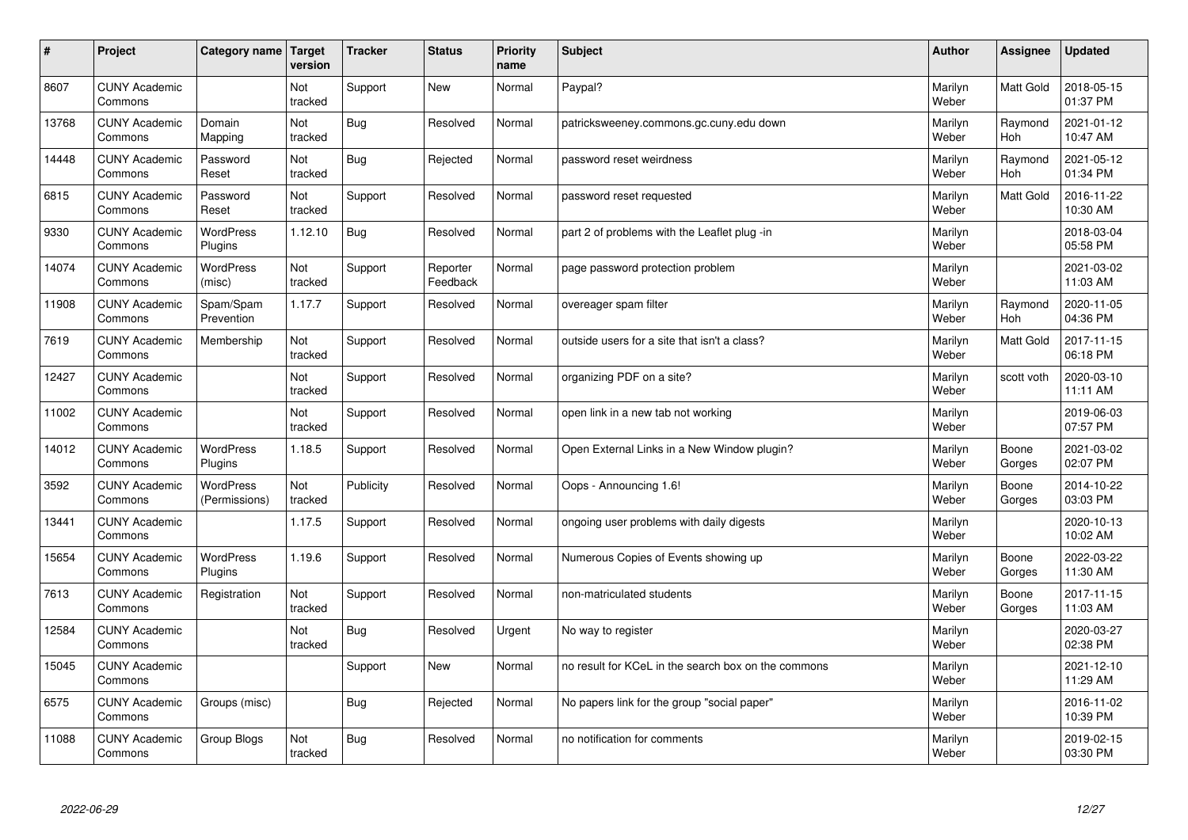| # | Project | Category name | Target version | Tracker | Status | Priority name | Subject | Author | Assignee | Updated |
|---|---|---|---|---|---|---|---|---|---|---|
| 8607 | CUNY Academic Commons | | Not tracked | Support | New | Normal | Paypal? | Marilyn Weber | Matt Gold | 2018-05-15 01:37 PM |
| 13768 | CUNY Academic Commons | Domain Mapping | Not tracked | Bug | Resolved | Normal | patricksweeney.commons.gc.cuny.edu down | Marilyn Weber | Raymond Hoh | 2021-01-12 10:47 AM |
| 14448 | CUNY Academic Commons | Password Reset | Not tracked | Bug | Rejected | Normal | password reset weirdness | Marilyn Weber | Raymond Hoh | 2021-05-12 01:34 PM |
| 6815 | CUNY Academic Commons | Password Reset | Not tracked | Support | Resolved | Normal | password reset requested | Marilyn Weber | Matt Gold | 2016-11-22 10:30 AM |
| 9330 | CUNY Academic Commons | WordPress Plugins | 1.12.10 | Bug | Resolved | Normal | part 2 of problems with the Leaflet plug -in | Marilyn Weber | | 2018-03-04 05:58 PM |
| 14074 | CUNY Academic Commons | WordPress (misc) | Not tracked | Support | Reporter Feedback | Normal | page password protection problem | Marilyn Weber | | 2021-03-02 11:03 AM |
| 11908 | CUNY Academic Commons | Spam/Spam Prevention | 1.17.7 | Support | Resolved | Normal | overeager spam filter | Marilyn Weber | Raymond Hoh | 2020-11-05 04:36 PM |
| 7619 | CUNY Academic Commons | Membership | Not tracked | Support | Resolved | Normal | outside users for a site that isn't a class? | Marilyn Weber | Matt Gold | 2017-11-15 06:18 PM |
| 12427 | CUNY Academic Commons | | Not tracked | Support | Resolved | Normal | organizing PDF on a site? | Marilyn Weber | scott voth | 2020-03-10 11:11 AM |
| 11002 | CUNY Academic Commons | | Not tracked | Support | Resolved | Normal | open link in a new tab not working | Marilyn Weber | | 2019-06-03 07:57 PM |
| 14012 | CUNY Academic Commons | WordPress Plugins | 1.18.5 | Support | Resolved | Normal | Open External Links in a New Window plugin? | Marilyn Weber | Boone Gorges | 2021-03-02 02:07 PM |
| 3592 | CUNY Academic Commons | WordPress (Permissions) | Not tracked | Publicity | Resolved | Normal | Oops - Announcing 1.6! | Marilyn Weber | Boone Gorges | 2014-10-22 03:03 PM |
| 13441 | CUNY Academic Commons | | 1.17.5 | Support | Resolved | Normal | ongoing user problems with daily digests | Marilyn Weber | | 2020-10-13 10:02 AM |
| 15654 | CUNY Academic Commons | WordPress Plugins | 1.19.6 | Support | Resolved | Normal | Numerous Copies of Events showing up | Marilyn Weber | Boone Gorges | 2022-03-22 11:30 AM |
| 7613 | CUNY Academic Commons | Registration | Not tracked | Support | Resolved | Normal | non-matriculated students | Marilyn Weber | Boone Gorges | 2017-11-15 11:03 AM |
| 12584 | CUNY Academic Commons | | Not tracked | Bug | Resolved | Urgent | No way to register | Marilyn Weber | | 2020-03-27 02:38 PM |
| 15045 | CUNY Academic Commons | | | Support | New | Normal | no result for KCeL in the search box on the commons | Marilyn Weber | | 2021-12-10 11:29 AM |
| 6575 | CUNY Academic Commons | Groups (misc) | | Bug | Rejected | Normal | No papers link for the group "social paper" | Marilyn Weber | | 2016-11-02 10:39 PM |
| 11088 | CUNY Academic Commons | Group Blogs | Not tracked | Bug | Resolved | Normal | no notification for comments | Marilyn Weber | | 2019-02-15 03:30 PM |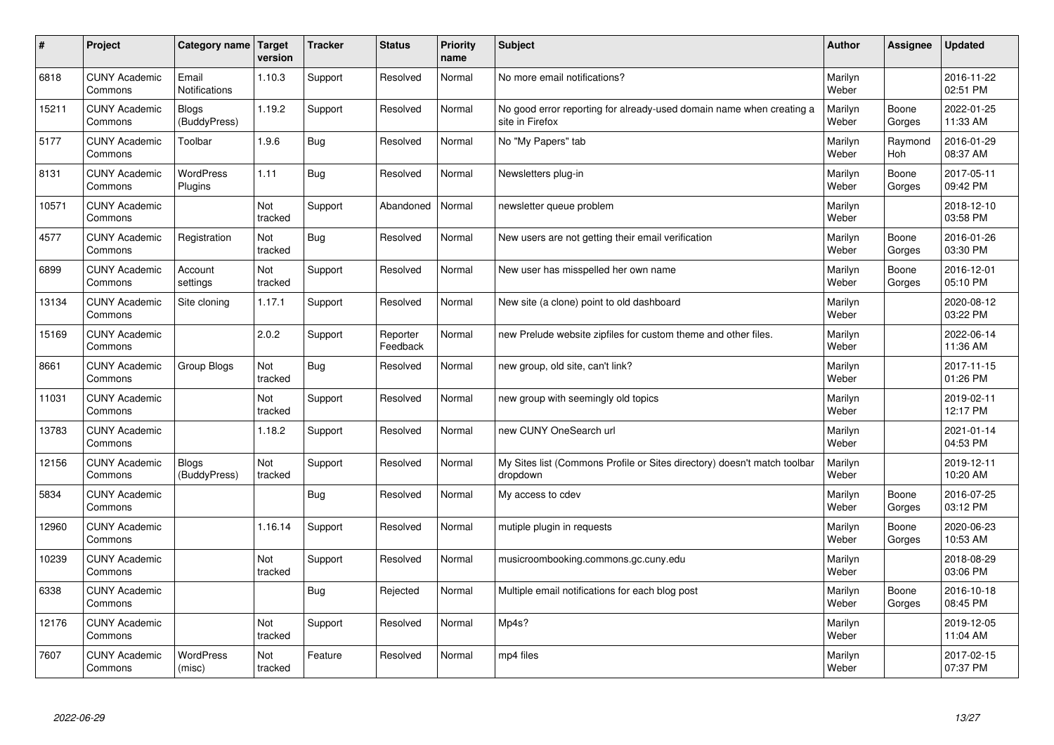| # | Project | Category name | Target version | Tracker | Status | Priority name | Subject | Author | Assignee | Updated |
|---|---|---|---|---|---|---|---|---|---|---|
| 6818 | CUNY Academic Commons | Email Notifications | 1.10.3 | Support | Resolved | Normal | No more email notifications? | Marilyn Weber | | 2016-11-22 02:51 PM |
| 15211 | CUNY Academic Commons | Blogs (BuddyPress) | 1.19.2 | Support | Resolved | Normal | No good error reporting for already-used domain name when creating a site in Firefox | Marilyn Weber | Boone Gorges | 2022-01-25 11:33 AM |
| 5177 | CUNY Academic Commons | Toolbar | 1.9.6 | Bug | Resolved | Normal | No "My Papers" tab | Marilyn Weber | Raymond Hoh | 2016-01-29 08:37 AM |
| 8131 | CUNY Academic Commons | WordPress Plugins | 1.11 | Bug | Resolved | Normal | Newsletters plug-in | Marilyn Weber | Boone Gorges | 2017-05-11 09:42 PM |
| 10571 | CUNY Academic Commons | | Not tracked | Support | Abandoned | Normal | newsletter queue problem | Marilyn Weber | | 2018-12-10 03:58 PM |
| 4577 | CUNY Academic Commons | Registration | Not tracked | Bug | Resolved | Normal | New users are not getting their email verification | Marilyn Weber | Boone Gorges | 2016-01-26 03:30 PM |
| 6899 | CUNY Academic Commons | Account settings | Not tracked | Support | Resolved | Normal | New user has misspelled her own name | Marilyn Weber | Boone Gorges | 2016-12-01 05:10 PM |
| 13134 | CUNY Academic Commons | Site cloning | 1.17.1 | Support | Resolved | Normal | New site (a clone) point to old dashboard | Marilyn Weber | | 2020-08-12 03:22 PM |
| 15169 | CUNY Academic Commons | | 2.0.2 | Support | Reporter Feedback | Normal | new Prelude website zipfiles for custom theme and other files. | Marilyn Weber | | 2022-06-14 11:36 AM |
| 8661 | CUNY Academic Commons | Group Blogs | Not tracked | Bug | Resolved | Normal | new group, old site, can't link? | Marilyn Weber | | 2017-11-15 01:26 PM |
| 11031 | CUNY Academic Commons | | Not tracked | Support | Resolved | Normal | new group with seemingly old topics | Marilyn Weber | | 2019-02-11 12:17 PM |
| 13783 | CUNY Academic Commons | | 1.18.2 | Support | Resolved | Normal | new CUNY OneSearch url | Marilyn Weber | | 2021-01-14 04:53 PM |
| 12156 | CUNY Academic Commons | Blogs (BuddyPress) | Not tracked | Support | Resolved | Normal | My Sites list (Commons Profile or Sites directory) doesn't match toolbar dropdown | Marilyn Weber | | 2019-12-11 10:20 AM |
| 5834 | CUNY Academic Commons | | | Bug | Resolved | Normal | My access to cdev | Marilyn Weber | Boone Gorges | 2016-07-25 03:12 PM |
| 12960 | CUNY Academic Commons | | 1.16.14 | Support | Resolved | Normal | mutiple plugin in requests | Marilyn Weber | Boone Gorges | 2020-06-23 10:53 AM |
| 10239 | CUNY Academic Commons | | Not tracked | Support | Resolved | Normal | musicroombooking.commons.gc.cuny.edu | Marilyn Weber | | 2018-08-29 03:06 PM |
| 6338 | CUNY Academic Commons | | | Bug | Rejected | Normal | Multiple email notifications for each blog post | Marilyn Weber | Boone Gorges | 2016-10-18 08:45 PM |
| 12176 | CUNY Academic Commons | | Not tracked | Support | Resolved | Normal | Mp4s? | Marilyn Weber | | 2019-12-05 11:04 AM |
| 7607 | CUNY Academic Commons | WordPress (misc) | Not tracked | Feature | Resolved | Normal | mp4 files | Marilyn Weber | | 2017-02-15 07:37 PM |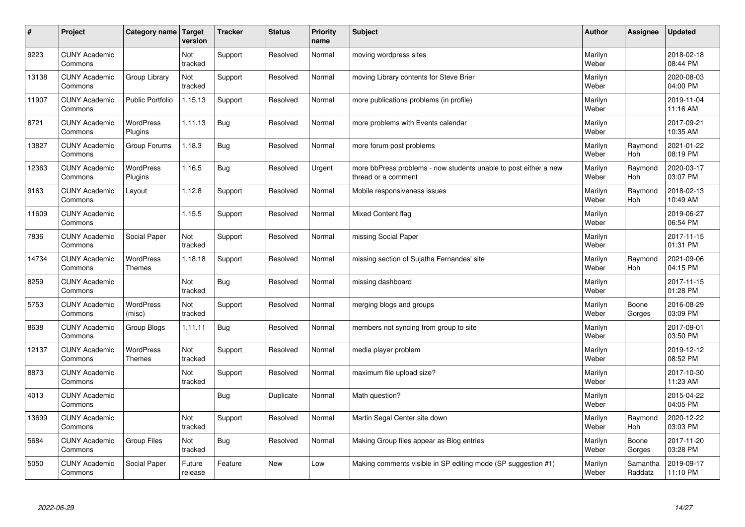| # | Project | Category name | Target version | Tracker | Status | Priority name | Subject | Author | Assignee | Updated |
|---|---|---|---|---|---|---|---|---|---|---|
| 9223 | CUNY Academic Commons |  | Not tracked | Support | Resolved | Normal | moving wordpress sites | Marilyn Weber |  | 2018-02-18 08:44 PM |
| 13138 | CUNY Academic Commons | Group Library | Not tracked | Support | Resolved | Normal | moving Library contents for Steve Brier | Marilyn Weber |  | 2020-08-03 04:00 PM |
| 11907 | CUNY Academic Commons | Public Portfolio | 1.15.13 | Support | Resolved | Normal | more publications problems (in profile) | Marilyn Weber |  | 2019-11-04 11:16 AM |
| 8721 | CUNY Academic Commons | WordPress Plugins | 1.11.13 | Bug | Resolved | Normal | more problems with Events calendar | Marilyn Weber |  | 2017-09-21 10:35 AM |
| 13827 | CUNY Academic Commons | Group Forums | 1.18.3 | Bug | Resolved | Normal | more forum post problems | Marilyn Weber | Raymond Hoh | 2021-01-22 08:19 PM |
| 12363 | CUNY Academic Commons | WordPress Plugins | 1.16.5 | Bug | Resolved | Urgent | more bbPress problems - now students unable to post either a new thread or a comment | Marilyn Weber | Raymond Hoh | 2020-03-17 03:07 PM |
| 9163 | CUNY Academic Commons | Layout | 1.12.8 | Support | Resolved | Normal | Mobile responsiveness issues | Marilyn Weber | Raymond Hoh | 2018-02-13 10:49 AM |
| 11609 | CUNY Academic Commons |  | 1.15.5 | Support | Resolved | Normal | Mixed Content flag | Marilyn Weber |  | 2019-06-27 06:54 PM |
| 7836 | CUNY Academic Commons | Social Paper | Not tracked | Support | Resolved | Normal | missing Social Paper | Marilyn Weber |  | 2017-11-15 01:31 PM |
| 14734 | CUNY Academic Commons | WordPress Themes | 1.18.18 | Support | Resolved | Normal | missing section of Sujatha Fernandes' site | Marilyn Weber | Raymond Hoh | 2021-09-06 04:15 PM |
| 8259 | CUNY Academic Commons |  | Not tracked | Bug | Resolved | Normal | missing dashboard | Marilyn Weber |  | 2017-11-15 01:28 PM |
| 5753 | CUNY Academic Commons | WordPress (misc) | Not tracked | Support | Resolved | Normal | merging blogs and groups | Marilyn Weber | Boone Gorges | 2016-08-29 03:09 PM |
| 8638 | CUNY Academic Commons | Group Blogs | 1.11.11 | Bug | Resolved | Normal | members not syncing from group to site | Marilyn Weber |  | 2017-09-01 03:50 PM |
| 12137 | CUNY Academic Commons | WordPress Themes | Not tracked | Support | Resolved | Normal | media player problem | Marilyn Weber |  | 2019-12-12 08:52 PM |
| 8873 | CUNY Academic Commons |  | Not tracked | Support | Resolved | Normal | maximum file upload size? | Marilyn Weber |  | 2017-10-30 11:23 AM |
| 4013 | CUNY Academic Commons |  |  | Bug | Duplicate | Normal | Math question? | Marilyn Weber |  | 2015-04-22 04:05 PM |
| 13699 | CUNY Academic Commons |  | Not tracked | Support | Resolved | Normal | Martin Segal Center site down | Marilyn Weber | Raymond Hoh | 2020-12-22 03:03 PM |
| 5684 | CUNY Academic Commons | Group Files | Not tracked | Bug | Resolved | Normal | Making Group files appear as Blog entries | Marilyn Weber | Boone Gorges | 2017-11-20 03:28 PM |
| 5050 | CUNY Academic Commons | Social Paper | Future release | Feature | New | Low | Making comments visible in SP editing mode (SP suggestion #1) | Marilyn Weber | Samantha Raddatz | 2019-09-17 11:10 PM |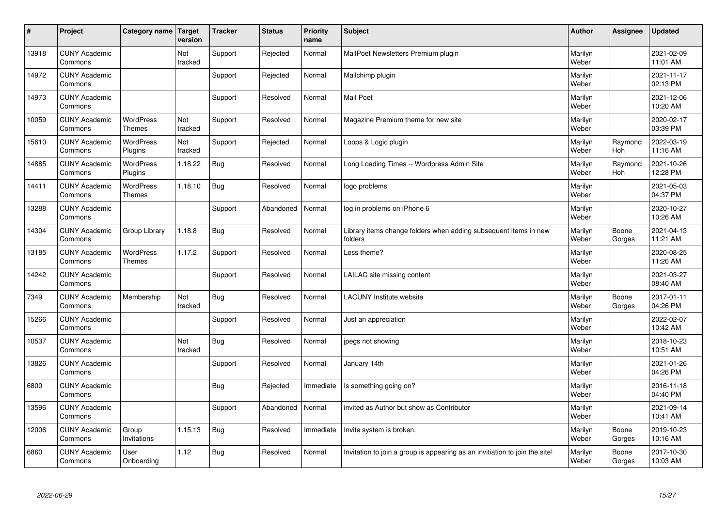| # | Project | Category name | Target version | Tracker | Status | Priority name | Subject | Author | Assignee | Updated |
|---|---|---|---|---|---|---|---|---|---|---|
| 13918 | CUNY Academic Commons | | Not tracked | Support | Rejected | Normal | MailPoet Newsletters Premium plugin | Marilyn Weber | | 2021-02-09 11:01 AM |
| 14972 | CUNY Academic Commons | | | Support | Rejected | Normal | Mailchimp plugin | Marilyn Weber | | 2021-11-17 02:13 PM |
| 14973 | CUNY Academic Commons | | | Support | Resolved | Normal | Mail Poet | Marilyn Weber | | 2021-12-06 10:20 AM |
| 10059 | CUNY Academic Commons | WordPress Themes | Not tracked | Support | Resolved | Normal | Magazine Premium theme for new site | Marilyn Weber | | 2020-02-17 03:39 PM |
| 15610 | CUNY Academic Commons | WordPress Plugins | Not tracked | Support | Rejected | Normal | Loops & Logic plugin | Marilyn Weber | Raymond Hoh | 2022-03-19 11:16 AM |
| 14885 | CUNY Academic Commons | WordPress Plugins | 1.18.22 | Bug | Resolved | Normal | Long Loading Times -- Wordpress Admin Site | Marilyn Weber | Raymond Hoh | 2021-10-26 12:28 PM |
| 14411 | CUNY Academic Commons | WordPress Themes | 1.18.10 | Bug | Resolved | Normal | logo problems | Marilyn Weber | | 2021-05-03 04:37 PM |
| 13288 | CUNY Academic Commons | | | Support | Abandoned | Normal | log in problems on iPhone 6 | Marilyn Weber | | 2020-10-27 10:26 AM |
| 14304 | CUNY Academic Commons | Group Library | 1.18.8 | Bug | Resolved | Normal | Library items change folders when adding subsequent items in new folders | Marilyn Weber | Boone Gorges | 2021-04-13 11:21 AM |
| 13185 | CUNY Academic Commons | WordPress Themes | 1.17.2 | Support | Resolved | Normal | Less theme? | Marilyn Weber | | 2020-08-25 11:26 AM |
| 14242 | CUNY Academic Commons | | | Support | Resolved | Normal | LAILAC site missing content | Marilyn Weber | | 2021-03-27 08:40 AM |
| 7349 | CUNY Academic Commons | Membership | Not tracked | Bug | Resolved | Normal | LACUNY Institute website | Marilyn Weber | Boone Gorges | 2017-01-11 04:26 PM |
| 15266 | CUNY Academic Commons | | | Support | Resolved | Normal | Just an appreciation | Marilyn Weber | | 2022-02-07 10:42 AM |
| 10537 | CUNY Academic Commons | | Not tracked | Bug | Resolved | Normal | jpegs not showing | Marilyn Weber | | 2018-10-23 10:51 AM |
| 13826 | CUNY Academic Commons | | | Support | Resolved | Normal | January 14th | Marilyn Weber | | 2021-01-26 04:26 PM |
| 6800 | CUNY Academic Commons | | | Bug | Rejected | Immediate | Is something going on? | Marilyn Weber | | 2016-11-18 04:40 PM |
| 13596 | CUNY Academic Commons | | | Support | Abandoned | Normal | invited as Author but show as Contributor | Marilyn Weber | | 2021-09-14 10:41 AM |
| 12006 | CUNY Academic Commons | Group Invitations | 1.15.13 | Bug | Resolved | Immediate | Invite system is broken. | Marilyn Weber | Boone Gorges | 2019-10-23 10:16 AM |
| 6860 | CUNY Academic Commons | User Onboarding | 1.12 | Bug | Resolved | Normal | Invitation to join a group is appearing as an invitiation to join the site! | Marilyn Weber | Boone Gorges | 2017-10-30 10:03 AM |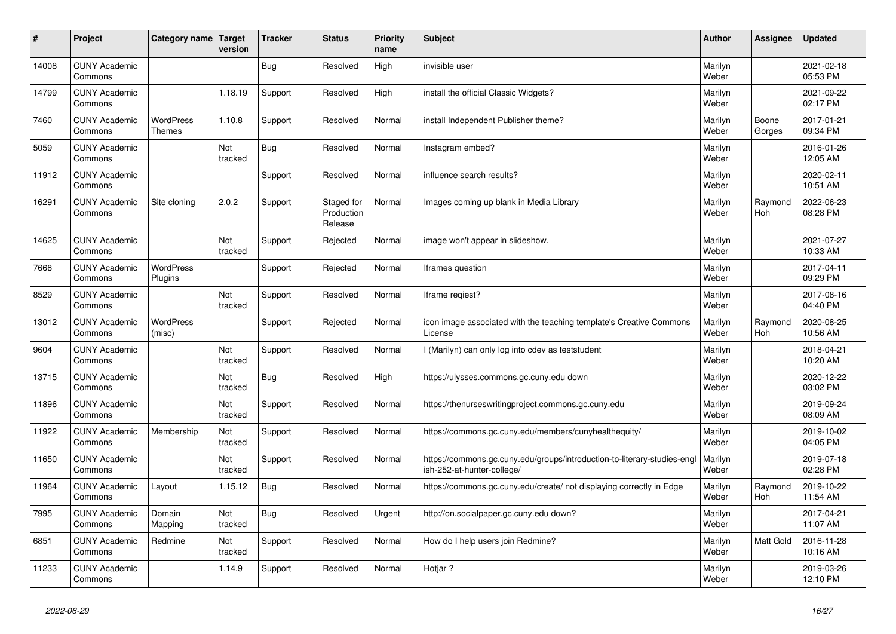| # | Project | Category name | Target version | Tracker | Status | Priority name | Subject | Author | Assignee | Updated |
|---|---|---|---|---|---|---|---|---|---|---|
| 14008 | CUNY Academic Commons | | | Bug | Resolved | High | invisible user | Marilyn Weber | | 2021-02-18 05:53 PM |
| 14799 | CUNY Academic Commons | | 1.18.19 | Support | Resolved | High | install the official Classic Widgets? | Marilyn Weber | | 2021-09-22 02:17 PM |
| 7460 | CUNY Academic Commons | WordPress Themes | 1.10.8 | Support | Resolved | Normal | install Independent Publisher theme? | Marilyn Weber | Boone Gorges | 2017-01-21 09:34 PM |
| 5059 | CUNY Academic Commons | | Not tracked | Bug | Resolved | Normal | Instagram embed? | Marilyn Weber | | 2016-01-26 12:05 AM |
| 11912 | CUNY Academic Commons | | | Support | Resolved | Normal | influence search results? | Marilyn Weber | | 2020-02-11 10:51 AM |
| 16291 | CUNY Academic Commons | Site cloning | 2.0.2 | Support | Staged for Production Release | Normal | Images coming up blank in Media Library | Marilyn Weber | Raymond Hoh | 2022-06-23 08:28 PM |
| 14625 | CUNY Academic Commons | | Not tracked | Support | Rejected | Normal | image won't appear in slideshow. | Marilyn Weber | | 2021-07-27 10:33 AM |
| 7668 | CUNY Academic Commons | WordPress Plugins | | Support | Rejected | Normal | Iframes question | Marilyn Weber | | 2017-04-11 09:29 PM |
| 8529 | CUNY Academic Commons | | Not tracked | Support | Resolved | Normal | Iframe reqiest? | Marilyn Weber | | 2017-08-16 04:40 PM |
| 13012 | CUNY Academic Commons | WordPress (misc) | | Support | Rejected | Normal | icon image associated with the teaching template's Creative Commons License | Marilyn Weber | Raymond Hoh | 2020-08-25 10:56 AM |
| 9604 | CUNY Academic Commons | | Not tracked | Support | Resolved | Normal | I (Marilyn) can only log into cdev as teststudent | Marilyn Weber | | 2018-04-21 10:20 AM |
| 13715 | CUNY Academic Commons | | Not tracked | Bug | Resolved | High | https://ulysses.commons.gc.cuny.edu down | Marilyn Weber | | 2020-12-22 03:02 PM |
| 11896 | CUNY Academic Commons | | Not tracked | Support | Resolved | Normal | https://thenurseswritingproject.commons.gc.cuny.edu | Marilyn Weber | | 2019-09-24 08:09 AM |
| 11922 | CUNY Academic Commons | Membership | Not tracked | Support | Resolved | Normal | https://commons.gc.cuny.edu/members/cunyhealthequity/ | Marilyn Weber | | 2019-10-02 04:05 PM |
| 11650 | CUNY Academic Commons | | Not tracked | Support | Resolved | Normal | https://commons.gc.cuny.edu/groups/introduction-to-literary-studies-english-252-at-hunter-college/ | Marilyn Weber | | 2019-07-18 02:28 PM |
| 11964 | CUNY Academic Commons | Layout | 1.15.12 | Bug | Resolved | Normal | https://commons.gc.cuny.edu/create/ not displaying correctly in Edge | Marilyn Weber | Raymond Hoh | 2019-10-22 11:54 AM |
| 7995 | CUNY Academic Commons | Domain Mapping | Not tracked | Bug | Resolved | Urgent | http://on.socialpaper.gc.cuny.edu down? | Marilyn Weber | | 2017-04-21 11:07 AM |
| 6851 | CUNY Academic Commons | Redmine | Not tracked | Support | Resolved | Normal | How do I help users join Redmine? | Marilyn Weber | Matt Gold | 2016-11-28 10:16 AM |
| 11233 | CUNY Academic Commons | | 1.14.9 | Support | Resolved | Normal | Hotjar ? | Marilyn Weber | | 2019-03-26 12:10 PM |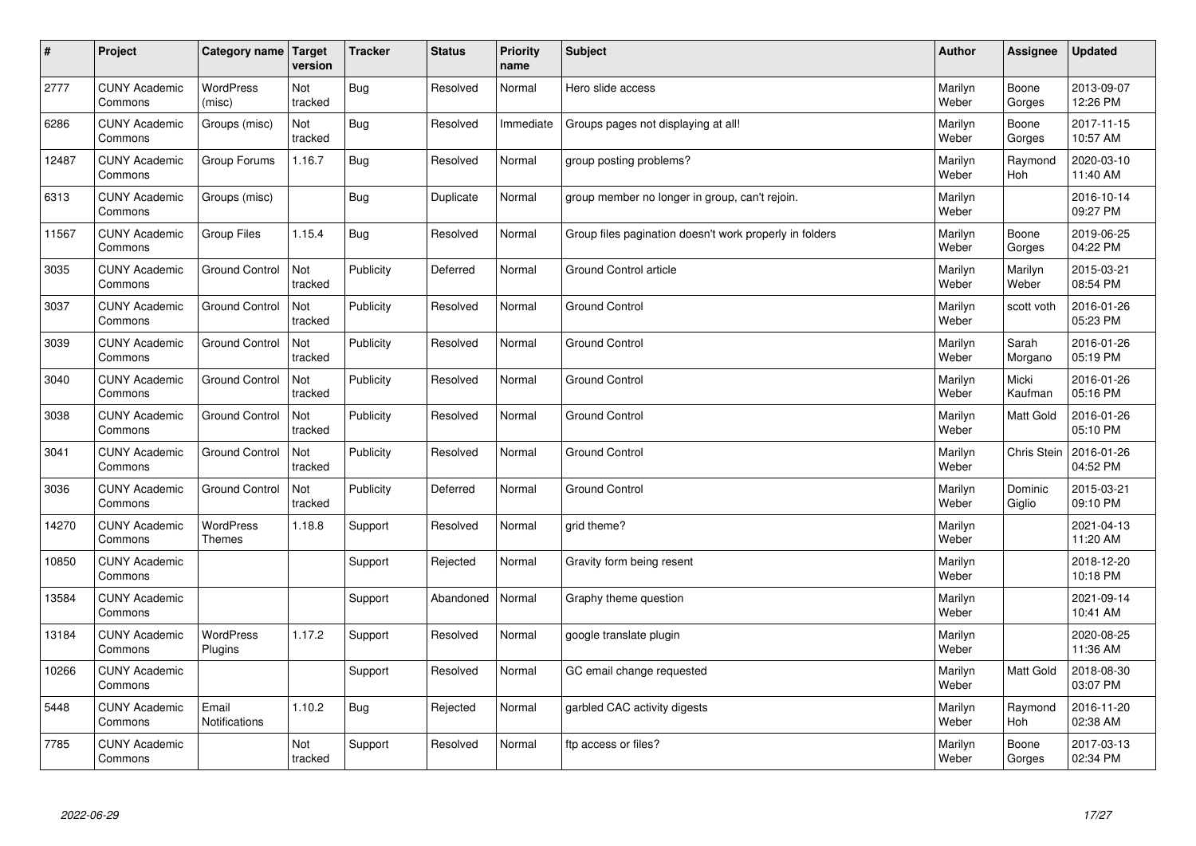| # | Project | Category name | Target version | Tracker | Status | Priority name | Subject | Author | Assignee | Updated |
|---|---|---|---|---|---|---|---|---|---|---|
| 2777 | CUNY Academic Commons | WordPress (misc) | Not tracked | Bug | Resolved | Normal | Hero slide access | Marilyn Weber | Boone Gorges | 2013-09-07 12:26 PM |
| 6286 | CUNY Academic Commons | Groups (misc) | Not tracked | Bug | Resolved | Immediate | Groups pages not displaying at all! | Marilyn Weber | Boone Gorges | 2017-11-15 10:57 AM |
| 12487 | CUNY Academic Commons | Group Forums | 1.16.7 | Bug | Resolved | Normal | group posting problems? | Marilyn Weber | Raymond Hoh | 2020-03-10 11:40 AM |
| 6313 | CUNY Academic Commons | Groups (misc) | | Bug | Duplicate | Normal | group member no longer in group, can't rejoin. | Marilyn Weber | | 2016-10-14 09:27 PM |
| 11567 | CUNY Academic Commons | Group Files | 1.15.4 | Bug | Resolved | Normal | Group files pagination doesn't work properly in folders | Marilyn Weber | Boone Gorges | 2019-06-25 04:22 PM |
| 3035 | CUNY Academic Commons | Ground Control | Not tracked | Publicity | Deferred | Normal | Ground Control article | Marilyn Weber | Marilyn Weber | 2015-03-21 08:54 PM |
| 3037 | CUNY Academic Commons | Ground Control | Not tracked | Publicity | Resolved | Normal | Ground Control | Marilyn Weber | scott voth | 2016-01-26 05:23 PM |
| 3039 | CUNY Academic Commons | Ground Control | Not tracked | Publicity | Resolved | Normal | Ground Control | Marilyn Weber | Sarah Morgano | 2016-01-26 05:19 PM |
| 3040 | CUNY Academic Commons | Ground Control | Not tracked | Publicity | Resolved | Normal | Ground Control | Marilyn Weber | Micki Kaufman | 2016-01-26 05:16 PM |
| 3038 | CUNY Academic Commons | Ground Control | Not tracked | Publicity | Resolved | Normal | Ground Control | Marilyn Weber | Matt Gold | 2016-01-26 05:10 PM |
| 3041 | CUNY Academic Commons | Ground Control | Not tracked | Publicity | Resolved | Normal | Ground Control | Marilyn Weber | Chris Stein | 2016-01-26 04:52 PM |
| 3036 | CUNY Academic Commons | Ground Control | Not tracked | Publicity | Deferred | Normal | Ground Control | Marilyn Weber | Dominic Giglio | 2015-03-21 09:10 PM |
| 14270 | CUNY Academic Commons | WordPress Themes | 1.18.8 | Support | Resolved | Normal | grid theme? | Marilyn Weber | | 2021-04-13 11:20 AM |
| 10850 | CUNY Academic Commons | | | Support | Rejected | Normal | Gravity form being resent | Marilyn Weber | | 2018-12-20 10:18 PM |
| 13584 | CUNY Academic Commons | | | Support | Abandoned | Normal | Graphy theme question | Marilyn Weber | | 2021-09-14 10:41 AM |
| 13184 | CUNY Academic Commons | WordPress Plugins | 1.17.2 | Support | Resolved | Normal | google translate plugin | Marilyn Weber | | 2020-08-25 11:36 AM |
| 10266 | CUNY Academic Commons | | | Support | Resolved | Normal | GC email change requested | Marilyn Weber | Matt Gold | 2018-08-30 03:07 PM |
| 5448 | CUNY Academic Commons | Email Notifications | 1.10.2 | Bug | Rejected | Normal | garbled CAC activity digests | Marilyn Weber | Raymond Hoh | 2016-11-20 02:38 AM |
| 7785 | CUNY Academic Commons | | Not tracked | Support | Resolved | Normal | ftp access or files? | Marilyn Weber | Boone Gorges | 2017-03-13 02:34 PM |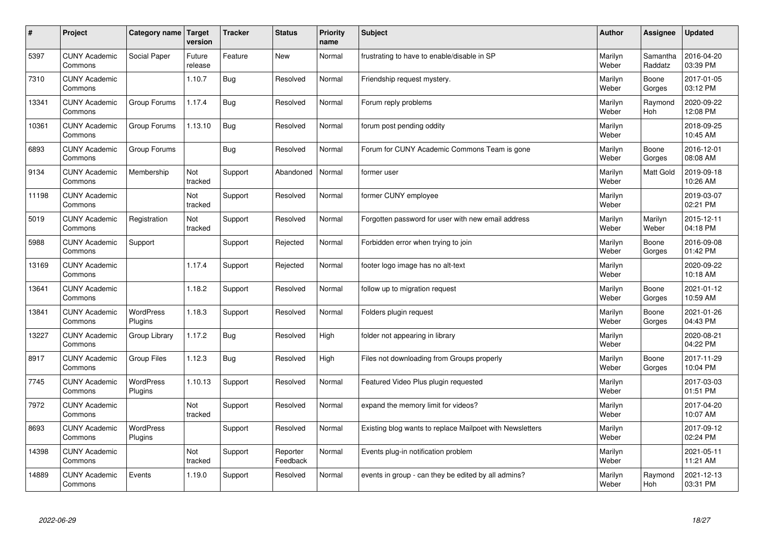| # | Project | Category name | Target version | Tracker | Status | Priority name | Subject | Author | Assignee | Updated |
|---|---|---|---|---|---|---|---|---|---|---|
| 5397 | CUNY Academic Commons | Social Paper | Future release | Feature | New | Normal | frustrating to have to enable/disable in SP | Marilyn Weber | Samantha Raddatz | 2016-04-20 03:39 PM |
| 7310 | CUNY Academic Commons | | 1.10.7 | Bug | Resolved | Normal | Friendship request mystery. | Marilyn Weber | Boone Gorges | 2017-01-05 03:12 PM |
| 13341 | CUNY Academic Commons | Group Forums | 1.17.4 | Bug | Resolved | Normal | Forum reply problems | Marilyn Weber | Raymond Hoh | 2020-09-22 12:08 PM |
| 10361 | CUNY Academic Commons | Group Forums | 1.13.10 | Bug | Resolved | Normal | forum post pending oddity | Marilyn Weber | | 2018-09-25 10:45 AM |
| 6893 | CUNY Academic Commons | Group Forums | | Bug | Resolved | Normal | Forum for CUNY Academic Commons Team is gone | Marilyn Weber | Boone Gorges | 2016-12-01 08:08 AM |
| 9134 | CUNY Academic Commons | Membership | Not tracked | Support | Abandoned | Normal | former user | Marilyn Weber | Matt Gold | 2019-09-18 10:26 AM |
| 11198 | CUNY Academic Commons | | Not tracked | Support | Resolved | Normal | former CUNY employee | Marilyn Weber | | 2019-03-07 02:21 PM |
| 5019 | CUNY Academic Commons | Registration | Not tracked | Support | Resolved | Normal | Forgotten password for user with new email address | Marilyn Weber | Marilyn Weber | 2015-12-11 04:18 PM |
| 5988 | CUNY Academic Commons | Support | | Support | Rejected | Normal | Forbidden error when trying to join | Marilyn Weber | Boone Gorges | 2016-09-08 01:42 PM |
| 13169 | CUNY Academic Commons | | 1.17.4 | Support | Rejected | Normal | footer logo image has no alt-text | Marilyn Weber | | 2020-09-22 10:18 AM |
| 13641 | CUNY Academic Commons | | 1.18.2 | Support | Resolved | Normal | follow up to migration request | Marilyn Weber | Boone Gorges | 2021-01-12 10:59 AM |
| 13841 | CUNY Academic Commons | WordPress Plugins | 1.18.3 | Support | Resolved | Normal | Folders plugin request | Marilyn Weber | Boone Gorges | 2021-01-26 04:43 PM |
| 13227 | CUNY Academic Commons | Group Library | 1.17.2 | Bug | Resolved | High | folder not appearing in library | Marilyn Weber | | 2020-08-21 04:22 PM |
| 8917 | CUNY Academic Commons | Group Files | 1.12.3 | Bug | Resolved | High | Files not downloading from Groups properly | Marilyn Weber | Boone Gorges | 2017-11-29 10:04 PM |
| 7745 | CUNY Academic Commons | WordPress Plugins | 1.10.13 | Support | Resolved | Normal | Featured Video Plus plugin requested | Marilyn Weber | | 2017-03-03 01:51 PM |
| 7972 | CUNY Academic Commons | | Not tracked | Support | Resolved | Normal | expand the memory limit for videos? | Marilyn Weber | | 2017-04-20 10:07 AM |
| 8693 | CUNY Academic Commons | WordPress Plugins | | Support | Resolved | Normal | Existing blog wants to replace Mailpoet with Newsletters | Marilyn Weber | | 2017-09-12 02:24 PM |
| 14398 | CUNY Academic Commons | | Not tracked | Support | Reporter Feedback | Normal | Events plug-in notification problem | Marilyn Weber | | 2021-05-11 11:21 AM |
| 14889 | CUNY Academic Commons | Events | 1.19.0 | Support | Resolved | Normal | events in group - can they be edited by all admins? | Marilyn Weber | Raymond Hoh | 2021-12-13 03:31 PM |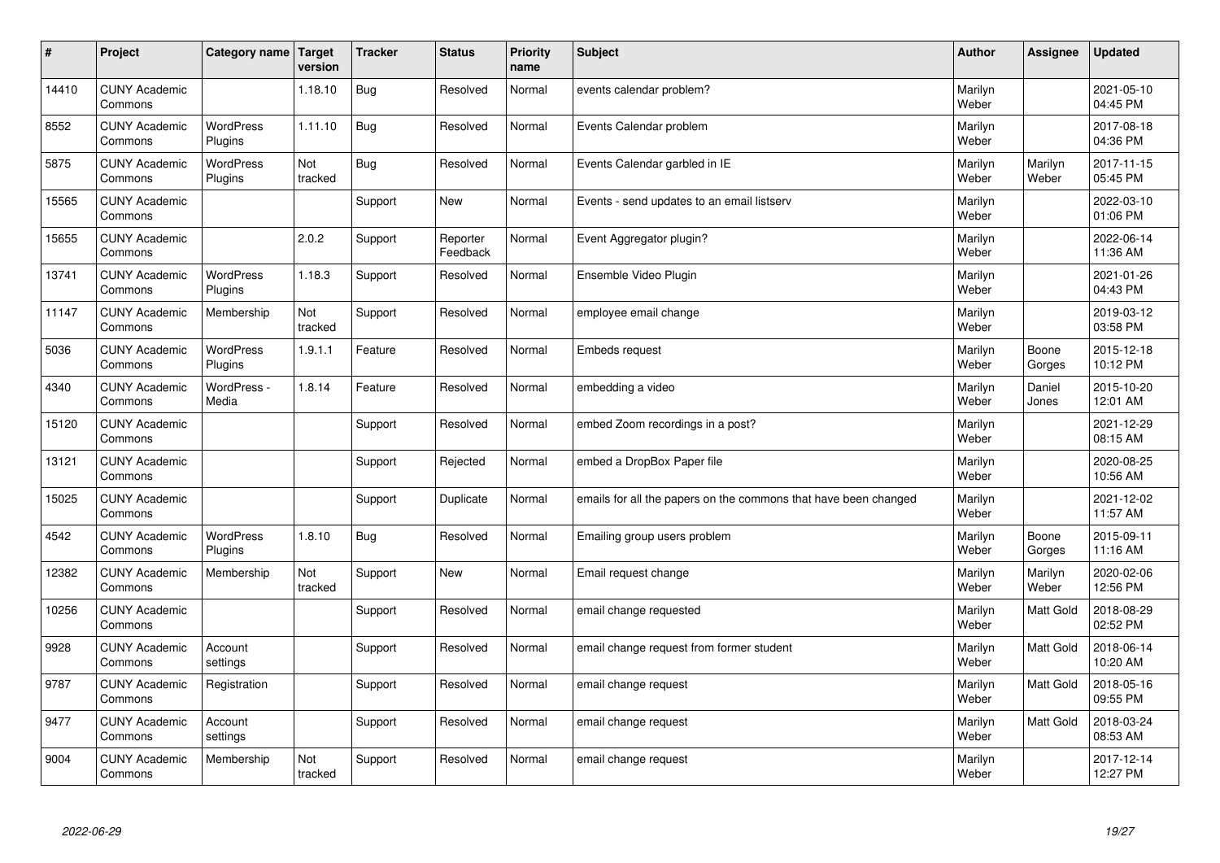| # | Project | Category name | Target version | Tracker | Status | Priority name | Subject | Author | Assignee | Updated |
|---|---|---|---|---|---|---|---|---|---|---|
| 14410 | CUNY Academic Commons | | 1.18.10 | Bug | Resolved | Normal | events calendar problem? | Marilyn Weber | | 2021-05-10 04:45 PM |
| 8552 | CUNY Academic Commons | WordPress Plugins | 1.11.10 | Bug | Resolved | Normal | Events Calendar problem | Marilyn Weber | | 2017-08-18 04:36 PM |
| 5875 | CUNY Academic Commons | WordPress Plugins | Not tracked | Bug | Resolved | Normal | Events Calendar garbled in IE | Marilyn Weber | Marilyn Weber | 2017-11-15 05:45 PM |
| 15565 | CUNY Academic Commons | | | Support | New | Normal | Events - send updates to an email listserv | Marilyn Weber | | 2022-03-10 01:06 PM |
| 15655 | CUNY Academic Commons | | 2.0.2 | Support | Reporter Feedback | Normal | Event Aggregator plugin? | Marilyn Weber | | 2022-06-14 11:36 AM |
| 13741 | CUNY Academic Commons | WordPress Plugins | 1.18.3 | Support | Resolved | Normal | Ensemble Video Plugin | Marilyn Weber | | 2021-01-26 04:43 PM |
| 11147 | CUNY Academic Commons | Membership | Not tracked | Support | Resolved | Normal | employee email change | Marilyn Weber | | 2019-03-12 03:58 PM |
| 5036 | CUNY Academic Commons | WordPress Plugins | 1.9.1.1 | Feature | Resolved | Normal | Embeds request | Marilyn Weber | Boone Gorges | 2015-12-18 10:12 PM |
| 4340 | CUNY Academic Commons | WordPress - Media | 1.8.14 | Feature | Resolved | Normal | embedding a video | Marilyn Weber | Daniel Jones | 2015-10-20 12:01 AM |
| 15120 | CUNY Academic Commons | | | Support | Resolved | Normal | embed Zoom recordings in a post? | Marilyn Weber | | 2021-12-29 08:15 AM |
| 13121 | CUNY Academic Commons | | | Support | Rejected | Normal | embed a DropBox Paper file | Marilyn Weber | | 2020-08-25 10:56 AM |
| 15025 | CUNY Academic Commons | | | Support | Duplicate | Normal | emails for all the papers on the commons that have been changed | Marilyn Weber | | 2021-12-02 11:57 AM |
| 4542 | CUNY Academic Commons | WordPress Plugins | 1.8.10 | Bug | Resolved | Normal | Emailing group users problem | Marilyn Weber | Boone Gorges | 2015-09-11 11:16 AM |
| 12382 | CUNY Academic Commons | Membership | Not tracked | Support | New | Normal | Email request change | Marilyn Weber | Marilyn Weber | 2020-02-06 12:56 PM |
| 10256 | CUNY Academic Commons | | | Support | Resolved | Normal | email change requested | Marilyn Weber | Matt Gold | 2018-08-29 02:52 PM |
| 9928 | CUNY Academic Commons | Account settings | | Support | Resolved | Normal | email change request from former student | Marilyn Weber | Matt Gold | 2018-06-14 10:20 AM |
| 9787 | CUNY Academic Commons | Registration | | Support | Resolved | Normal | email change request | Marilyn Weber | Matt Gold | 2018-05-16 09:55 PM |
| 9477 | CUNY Academic Commons | Account settings | | Support | Resolved | Normal | email change request | Marilyn Weber | Matt Gold | 2018-03-24 08:53 AM |
| 9004 | CUNY Academic Commons | Membership | Not tracked | Support | Resolved | Normal | email change request | Marilyn Weber | | 2017-12-14 12:27 PM |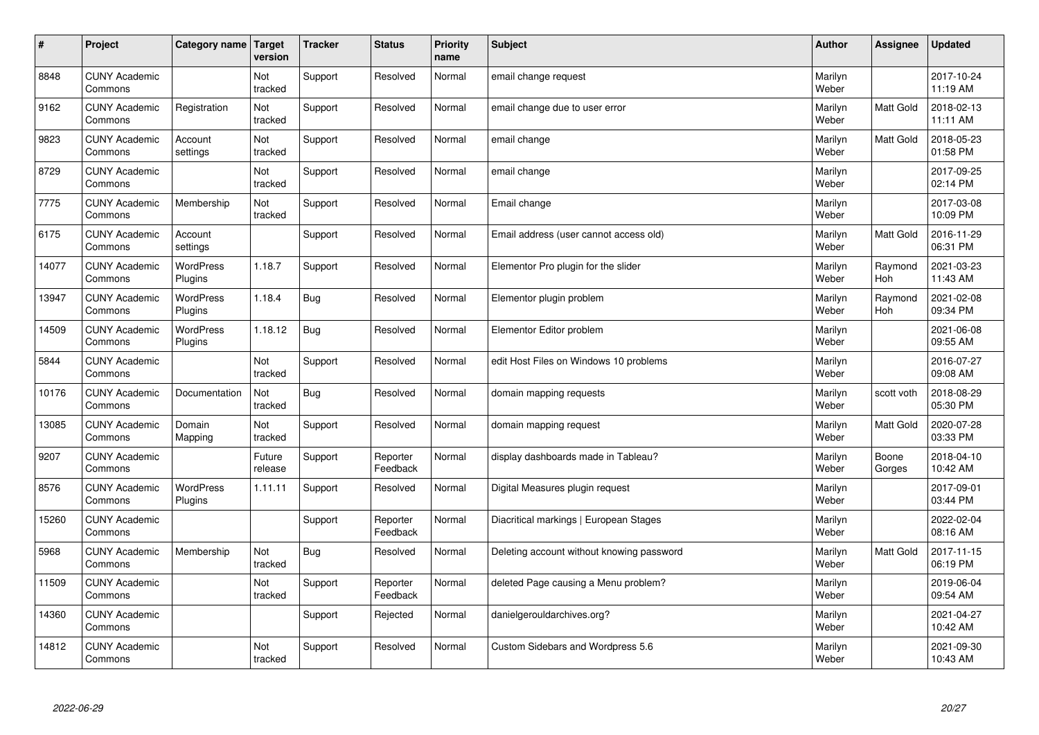| # | Project | Category name | Target version | Tracker | Status | Priority name | Subject | Author | Assignee | Updated |
|---|---|---|---|---|---|---|---|---|---|---|
| 8848 | CUNY Academic Commons | | Not tracked | Support | Resolved | Normal | email change request | Marilyn Weber | | 2017-10-24 11:19 AM |
| 9162 | CUNY Academic Commons | Registration | Not tracked | Support | Resolved | Normal | email change due to user error | Marilyn Weber | Matt Gold | 2018-02-13 11:11 AM |
| 9823 | CUNY Academic Commons | Account settings | Not tracked | Support | Resolved | Normal | email change | Marilyn Weber | Matt Gold | 2018-05-23 01:58 PM |
| 8729 | CUNY Academic Commons | | Not tracked | Support | Resolved | Normal | email change | Marilyn Weber | | 2017-09-25 02:14 PM |
| 7775 | CUNY Academic Commons | Membership | Not tracked | Support | Resolved | Normal | Email change | Marilyn Weber | | 2017-03-08 10:09 PM |
| 6175 | CUNY Academic Commons | Account settings | | Support | Resolved | Normal | Email address (user cannot access old) | Marilyn Weber | Matt Gold | 2016-11-29 06:31 PM |
| 14077 | CUNY Academic Commons | WordPress Plugins | 1.18.7 | Support | Resolved | Normal | Elementor Pro plugin for the slider | Marilyn Weber | Raymond Hoh | 2021-03-23 11:43 AM |
| 13947 | CUNY Academic Commons | WordPress Plugins | 1.18.4 | Bug | Resolved | Normal | Elementor plugin problem | Marilyn Weber | Raymond Hoh | 2021-02-08 09:34 PM |
| 14509 | CUNY Academic Commons | WordPress Plugins | 1.18.12 | Bug | Resolved | Normal | Elementor Editor problem | Marilyn Weber | | 2021-06-08 09:55 AM |
| 5844 | CUNY Academic Commons | | Not tracked | Support | Resolved | Normal | edit Host Files on Windows 10 problems | Marilyn Weber | | 2016-07-27 09:08 AM |
| 10176 | CUNY Academic Commons | Documentation | Not tracked | Bug | Resolved | Normal | domain mapping requests | Marilyn Weber | scott voth | 2018-08-29 05:30 PM |
| 13085 | CUNY Academic Commons | Domain Mapping | Not tracked | Support | Resolved | Normal | domain mapping request | Marilyn Weber | Matt Gold | 2020-07-28 03:33 PM |
| 9207 | CUNY Academic Commons | | Future release | Support | Reporter Feedback | Normal | display dashboards made in Tableau? | Marilyn Weber | Boone Gorges | 2018-04-10 10:42 AM |
| 8576 | CUNY Academic Commons | WordPress Plugins | 1.11.11 | Support | Resolved | Normal | Digital Measures plugin request | Marilyn Weber | | 2017-09-01 03:44 PM |
| 15260 | CUNY Academic Commons | | | Support | Reporter Feedback | Normal | Diacritical markings \| European Stages | Marilyn Weber | | 2022-02-04 08:16 AM |
| 5968 | CUNY Academic Commons | Membership | Not tracked | Bug | Resolved | Normal | Deleting account without knowing password | Marilyn Weber | Matt Gold | 2017-11-15 06:19 PM |
| 11509 | CUNY Academic Commons | | Not tracked | Support | Reporter Feedback | Normal | deleted Page causing a Menu problem? | Marilyn Weber | | 2019-06-04 09:54 AM |
| 14360 | CUNY Academic Commons | | | Support | Rejected | Normal | danielgerouldarchives.org? | Marilyn Weber | | 2021-04-27 10:42 AM |
| 14812 | CUNY Academic Commons | | Not tracked | Support | Resolved | Normal | Custom Sidebars and Wordpress 5.6 | Marilyn Weber | | 2021-09-30 10:43 AM |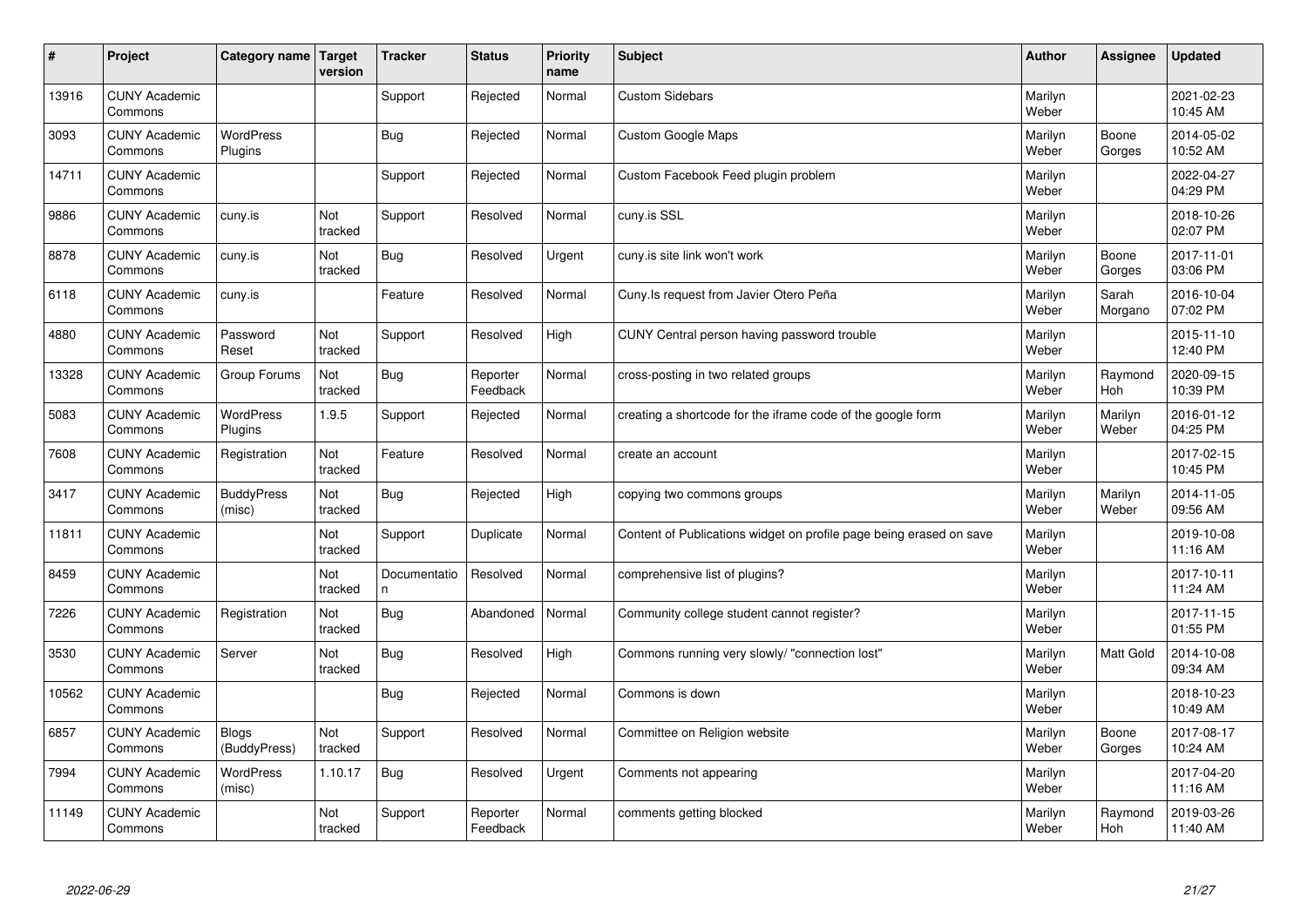| # | Project | Category name | Target version | Tracker | Status | Priority name | Subject | Author | Assignee | Updated |
|---|---|---|---|---|---|---|---|---|---|---|
| 13916 | CUNY Academic Commons | | | Support | Rejected | Normal | Custom Sidebars | Marilyn Weber | | 2021-02-23 10:45 AM |
| 3093 | CUNY Academic Commons | WordPress Plugins | | Bug | Rejected | Normal | Custom Google Maps | Marilyn Weber | Boone Gorges | 2014-05-02 10:52 AM |
| 14711 | CUNY Academic Commons | | | Support | Rejected | Normal | Custom Facebook Feed plugin problem | Marilyn Weber | | 2022-04-27 04:29 PM |
| 9886 | CUNY Academic Commons | cuny.is | Not tracked | Support | Resolved | Normal | cuny.is SSL | Marilyn Weber | | 2018-10-26 02:07 PM |
| 8878 | CUNY Academic Commons | cuny.is | Not tracked | Bug | Resolved | Urgent | cuny.is site link won't work | Marilyn Weber | Boone Gorges | 2017-11-01 03:06 PM |
| 6118 | CUNY Academic Commons | cuny.is | | Feature | Resolved | Normal | Cuny.Is request from Javier Otero Peña | Marilyn Weber | Sarah Morgano | 2016-10-04 07:02 PM |
| 4880 | CUNY Academic Commons | Password Reset | Not tracked | Support | Resolved | High | CUNY Central person having password trouble | Marilyn Weber | | 2015-11-10 12:40 PM |
| 13328 | CUNY Academic Commons | Group Forums | Not tracked | Bug | Reporter Feedback | Normal | cross-posting in two related groups | Marilyn Weber | Raymond Hoh | 2020-09-15 10:39 PM |
| 5083 | CUNY Academic Commons | WordPress Plugins | 1.9.5 | Support | Rejected | Normal | creating a shortcode for the iframe code of the google form | Marilyn Weber | Marilyn Weber | 2016-01-12 04:25 PM |
| 7608 | CUNY Academic Commons | Registration | Not tracked | Feature | Resolved | Normal | create an account | Marilyn Weber | | 2017-02-15 10:45 PM |
| 3417 | CUNY Academic Commons | BuddyPress (misc) | Not tracked | Bug | Rejected | High | copying two commons groups | Marilyn Weber | Marilyn Weber | 2014-11-05 09:56 AM |
| 11811 | CUNY Academic Commons | | Not tracked | Support | Duplicate | Normal | Content of Publications widget on profile page being erased on save | Marilyn Weber | | 2019-10-08 11:16 AM |
| 8459 | CUNY Academic Commons | | Not tracked | Documentation | Resolved | Normal | comprehensive list of plugins? | Marilyn Weber | | 2017-10-11 11:24 AM |
| 7226 | CUNY Academic Commons | Registration | Not tracked | Bug | Abandoned | Normal | Community college student cannot register? | Marilyn Weber | | 2017-11-15 01:55 PM |
| 3530 | CUNY Academic Commons | Server | Not tracked | Bug | Resolved | High | Commons running very slowly/ "connection lost" | Marilyn Weber | Matt Gold | 2014-10-08 09:34 AM |
| 10562 | CUNY Academic Commons | | | Bug | Rejected | Normal | Commons is down | Marilyn Weber | | 2018-10-23 10:49 AM |
| 6857 | CUNY Academic Commons | Blogs (BuddyPress) | Not tracked | Support | Resolved | Normal | Committee on Religion website | Marilyn Weber | Boone Gorges | 2017-08-17 10:24 AM |
| 7994 | CUNY Academic Commons | WordPress (misc) | 1.10.17 | Bug | Resolved | Urgent | Comments not appearing | Marilyn Weber | | 2017-04-20 11:16 AM |
| 11149 | CUNY Academic Commons | | Not tracked | Support | Reporter Feedback | Normal | comments getting blocked | Marilyn Weber | Raymond Hoh | 2019-03-26 11:40 AM |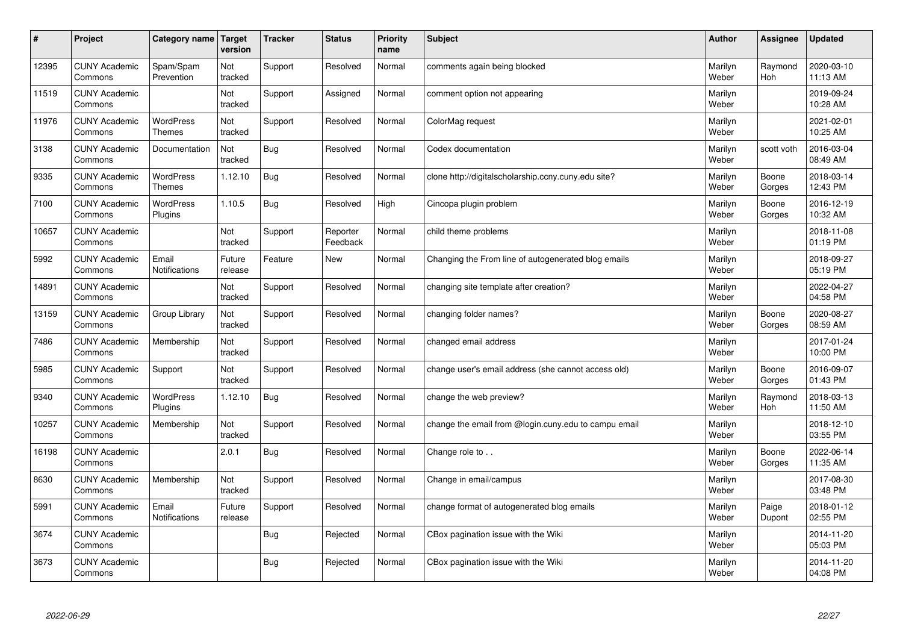| # | Project | Category name | Target version | Tracker | Status | Priority name | Subject | Author | Assignee | Updated |
|---|---|---|---|---|---|---|---|---|---|---|
| 12395 | CUNY Academic Commons | Spam/Spam Prevention | Not tracked | Support | Resolved | Normal | comments again being blocked | Marilyn Weber | Raymond Hoh | 2020-03-10 11:13 AM |
| 11519 | CUNY Academic Commons | | Not tracked | Support | Assigned | Normal | comment option not appearing | Marilyn Weber | | 2019-09-24 10:28 AM |
| 11976 | CUNY Academic Commons | WordPress Themes | Not tracked | Support | Resolved | Normal | ColorMag request | Marilyn Weber | | 2021-02-01 10:25 AM |
| 3138 | CUNY Academic Commons | Documentation | Not tracked | Bug | Resolved | Normal | Codex documentation | Marilyn Weber | scott voth | 2016-03-04 08:49 AM |
| 9335 | CUNY Academic Commons | WordPress Themes | 1.12.10 | Bug | Resolved | Normal | clone http://digitalscholarship.ccny.cuny.edu site? | Marilyn Weber | Boone Gorges | 2018-03-14 12:43 PM |
| 7100 | CUNY Academic Commons | WordPress Plugins | 1.10.5 | Bug | Resolved | High | Cincopa plugin problem | Marilyn Weber | Boone Gorges | 2016-12-19 10:32 AM |
| 10657 | CUNY Academic Commons | | Not tracked | Support | Reporter Feedback | Normal | child theme problems | Marilyn Weber | | 2018-11-08 01:19 PM |
| 5992 | CUNY Academic Commons | Email Notifications | Future release | Feature | New | Normal | Changing the From line of autogenerated blog emails | Marilyn Weber | | 2018-09-27 05:19 PM |
| 14891 | CUNY Academic Commons | | Not tracked | Support | Resolved | Normal | changing site template after creation? | Marilyn Weber | | 2022-04-27 04:58 PM |
| 13159 | CUNY Academic Commons | Group Library | Not tracked | Support | Resolved | Normal | changing folder names? | Marilyn Weber | Boone Gorges | 2020-08-27 08:59 AM |
| 7486 | CUNY Academic Commons | Membership | Not tracked | Support | Resolved | Normal | changed email address | Marilyn Weber | | 2017-01-24 10:00 PM |
| 5985 | CUNY Academic Commons | Support | Not tracked | Support | Resolved | Normal | change user's email address (she cannot access old) | Marilyn Weber | Boone Gorges | 2016-09-07 01:43 PM |
| 9340 | CUNY Academic Commons | WordPress Plugins | 1.12.10 | Bug | Resolved | Normal | change the web preview? | Marilyn Weber | Raymond Hoh | 2018-03-13 11:50 AM |
| 10257 | CUNY Academic Commons | Membership | Not tracked | Support | Resolved | Normal | change the email from @login.cuny.edu to campu email | Marilyn Weber | | 2018-12-10 03:55 PM |
| 16198 | CUNY Academic Commons | | 2.0.1 | Bug | Resolved | Normal | Change role to . . | Marilyn Weber | Boone Gorges | 2022-06-14 11:35 AM |
| 8630 | CUNY Academic Commons | Membership | Not tracked | Support | Resolved | Normal | Change in email/campus | Marilyn Weber | | 2017-08-30 03:48 PM |
| 5991 | CUNY Academic Commons | Email Notifications | Future release | Support | Resolved | Normal | change format of autogenerated blog emails | Marilyn Weber | Paige Dupont | 2018-01-12 02:55 PM |
| 3674 | CUNY Academic Commons | | | Bug | Rejected | Normal | CBox pagination issue with the Wiki | Marilyn Weber | | 2014-11-20 05:03 PM |
| 3673 | CUNY Academic Commons | | | Bug | Rejected | Normal | CBox pagination issue with the Wiki | Marilyn Weber | | 2014-11-20 04:08 PM |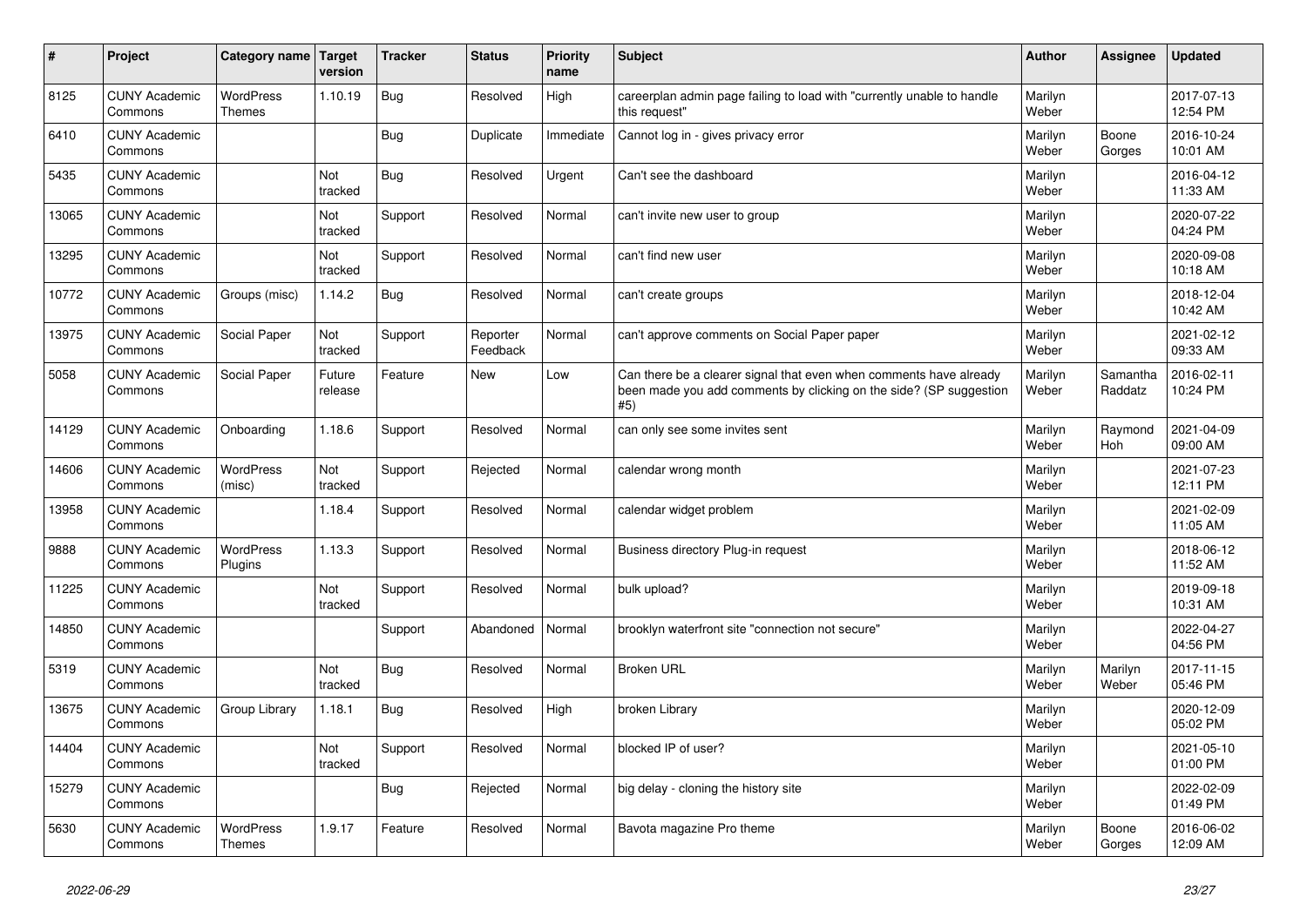| # | Project | Category name | Target version | Tracker | Status | Priority name | Subject | Author | Assignee | Updated |
|---|---|---|---|---|---|---|---|---|---|---|
| 8125 | CUNY Academic Commons | WordPress Themes | 1.10.19 | Bug | Resolved | High | careerplan admin page failing to load with "currently unable to handle this request" | Marilyn Weber | | 2017-07-13 12:54 PM |
| 6410 | CUNY Academic Commons | | | Bug | Duplicate | Immediate | Cannot log in - gives privacy error | Marilyn Weber | Boone Gorges | 2016-10-24 10:01 AM |
| 5435 | CUNY Academic Commons | | Not tracked | Bug | Resolved | Urgent | Can't see the dashboard | Marilyn Weber | | 2016-04-12 11:33 AM |
| 13065 | CUNY Academic Commons | | Not tracked | Support | Resolved | Normal | can't invite new user to group | Marilyn Weber | | 2020-07-22 04:24 PM |
| 13295 | CUNY Academic Commons | | Not tracked | Support | Resolved | Normal | can't find new user | Marilyn Weber | | 2020-09-08 10:18 AM |
| 10772 | CUNY Academic Commons | Groups (misc) | 1.14.2 | Bug | Resolved | Normal | can't create groups | Marilyn Weber | | 2018-12-04 10:42 AM |
| 13975 | CUNY Academic Commons | Social Paper | Not tracked | Support | Reporter Feedback | Normal | can't approve comments on Social Paper paper | Marilyn Weber | | 2021-02-12 09:33 AM |
| 5058 | CUNY Academic Commons | Social Paper | Future release | Feature | New | Low | Can there be a clearer signal that even when comments have already been made you add comments by clicking on the side? (SP suggestion #5) | Marilyn Weber | Samantha Raddatz | 2016-02-11 10:24 PM |
| 14129 | CUNY Academic Commons | Onboarding | 1.18.6 | Support | Resolved | Normal | can only see some invites sent | Marilyn Weber | Raymond Hoh | 2021-04-09 09:00 AM |
| 14606 | CUNY Academic Commons | WordPress (misc) | Not tracked | Support | Rejected | Normal | calendar wrong month | Marilyn Weber | | 2021-07-23 12:11 PM |
| 13958 | CUNY Academic Commons | | 1.18.4 | Support | Resolved | Normal | calendar widget problem | Marilyn Weber | | 2021-02-09 11:05 AM |
| 9888 | CUNY Academic Commons | WordPress Plugins | 1.13.3 | Support | Resolved | Normal | Business directory Plug-in request | Marilyn Weber | | 2018-06-12 11:52 AM |
| 11225 | CUNY Academic Commons | | Not tracked | Support | Resolved | Normal | bulk upload? | Marilyn Weber | | 2019-09-18 10:31 AM |
| 14850 | CUNY Academic Commons | | | Support | Abandoned | Normal | brooklyn waterfront site "connection not secure" | Marilyn Weber | | 2022-04-27 04:56 PM |
| 5319 | CUNY Academic Commons | | Not tracked | Bug | Resolved | Normal | Broken URL | Marilyn Weber | Marilyn Weber | 2017-11-15 05:46 PM |
| 13675 | CUNY Academic Commons | Group Library | 1.18.1 | Bug | Resolved | High | broken Library | Marilyn Weber | | 2020-12-09 05:02 PM |
| 14404 | CUNY Academic Commons | | Not tracked | Support | Resolved | Normal | blocked IP of user? | Marilyn Weber | | 2021-05-10 01:00 PM |
| 15279 | CUNY Academic Commons | | | Bug | Rejected | Normal | big delay - cloning the history site | Marilyn Weber | | 2022-02-09 01:49 PM |
| 5630 | CUNY Academic Commons | WordPress Themes | 1.9.17 | Feature | Resolved | Normal | Bavota magazine Pro theme | Marilyn Weber | Boone Gorges | 2016-06-02 12:09 AM |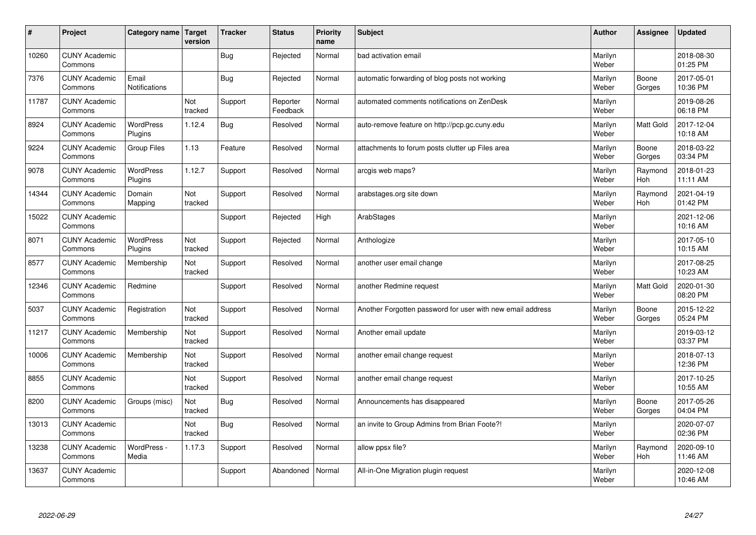| # | Project | Category name | Target version | Tracker | Status | Priority name | Subject | Author | Assignee | Updated |
|---|---|---|---|---|---|---|---|---|---|---|
| 10260 | CUNY Academic Commons | | | Bug | Rejected | Normal | bad activation email | Marilyn Weber | | 2018-08-30 01:25 PM |
| 7376 | CUNY Academic Commons | Email Notifications | | Bug | Rejected | Normal | automatic forwarding of blog posts not working | Marilyn Weber | Boone Gorges | 2017-05-01 10:36 PM |
| 11787 | CUNY Academic Commons | | Not tracked | Support | Reporter Feedback | Normal | automated comments notifications on ZenDesk | Marilyn Weber | | 2019-08-26 06:18 PM |
| 8924 | CUNY Academic Commons | WordPress Plugins | 1.12.4 | Bug | Resolved | Normal | auto-remove feature on http://pcp.gc.cuny.edu | Marilyn Weber | Matt Gold | 2017-12-04 10:18 AM |
| 9224 | CUNY Academic Commons | Group Files | 1.13 | Feature | Resolved | Normal | attachments to forum posts clutter up Files area | Marilyn Weber | Boone Gorges | 2018-03-22 03:34 PM |
| 9078 | CUNY Academic Commons | WordPress Plugins | 1.12.7 | Support | Resolved | Normal | arcgis web maps? | Marilyn Weber | Raymond Hoh | 2018-01-23 11:11 AM |
| 14344 | CUNY Academic Commons | Domain Mapping | Not tracked | Support | Resolved | Normal | arabstages.org site down | Marilyn Weber | Raymond Hoh | 2021-04-19 01:42 PM |
| 15022 | CUNY Academic Commons | | | Support | Rejected | High | ArabStages | Marilyn Weber | | 2021-12-06 10:16 AM |
| 8071 | CUNY Academic Commons | WordPress Plugins | Not tracked | Support | Rejected | Normal | Anthologize | Marilyn Weber | | 2017-05-10 10:15 AM |
| 8577 | CUNY Academic Commons | Membership | Not tracked | Support | Resolved | Normal | another user email change | Marilyn Weber | | 2017-08-25 10:23 AM |
| 12346 | CUNY Academic Commons | Redmine | | Support | Resolved | Normal | another Redmine request | Marilyn Weber | Matt Gold | 2020-01-30 08:20 PM |
| 5037 | CUNY Academic Commons | Registration | Not tracked | Support | Resolved | Normal | Another Forgotten password for user with new email address | Marilyn Weber | Boone Gorges | 2015-12-22 05:24 PM |
| 11217 | CUNY Academic Commons | Membership | Not tracked | Support | Resolved | Normal | Another email update | Marilyn Weber | | 2019-03-12 03:37 PM |
| 10006 | CUNY Academic Commons | Membership | Not tracked | Support | Resolved | Normal | another email change request | Marilyn Weber | | 2018-07-13 12:36 PM |
| 8855 | CUNY Academic Commons | | Not tracked | Support | Resolved | Normal | another email change request | Marilyn Weber | | 2017-10-25 10:55 AM |
| 8200 | CUNY Academic Commons | Groups (misc) | Not tracked | Bug | Resolved | Normal | Announcements has disappeared | Marilyn Weber | Boone Gorges | 2017-05-26 04:04 PM |
| 13013 | CUNY Academic Commons | | Not tracked | Bug | Resolved | Normal | an invite to Group Admins from Brian Foote?! | Marilyn Weber | | 2020-07-07 02:36 PM |
| 13238 | CUNY Academic Commons | WordPress - Media | 1.17.3 | Support | Resolved | Normal | allow ppsx file? | Marilyn Weber | Raymond Hoh | 2020-09-10 11:46 AM |
| 13637 | CUNY Academic Commons | | | Support | Abandoned | Normal | All-in-One Migration plugin request | Marilyn Weber | | 2020-12-08 10:46 AM |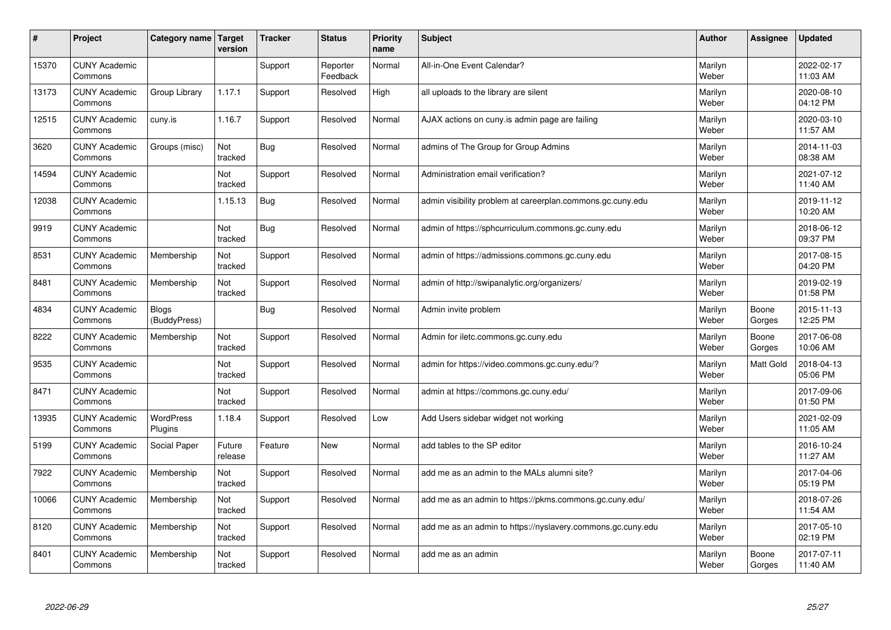| # | Project | Category name | Target version | Tracker | Status | Priority name | Subject | Author | Assignee | Updated |
|---|---|---|---|---|---|---|---|---|---|---|
| 15370 | CUNY Academic Commons | | | Support | Reporter Feedback | Normal | All-in-One Event Calendar? | Marilyn Weber | | 2022-02-17 11:03 AM |
| 13173 | CUNY Academic Commons | Group Library | 1.17.1 | Support | Resolved | High | all uploads to the library are silent | Marilyn Weber | | 2020-08-10 04:12 PM |
| 12515 | CUNY Academic Commons | cuny.is | 1.16.7 | Support | Resolved | Normal | AJAX actions on cuny.is admin page are failing | Marilyn Weber | | 2020-03-10 11:57 AM |
| 3620 | CUNY Academic Commons | Groups (misc) | Not tracked | Bug | Resolved | Normal | admins of The Group for Group Admins | Marilyn Weber | | 2014-11-03 08:38 AM |
| 14594 | CUNY Academic Commons | | Not tracked | Support | Resolved | Normal | Administration email verification? | Marilyn Weber | | 2021-07-12 11:40 AM |
| 12038 | CUNY Academic Commons | | 1.15.13 | Bug | Resolved | Normal | admin visibility problem at careerplan.commons.gc.cuny.edu | Marilyn Weber | | 2019-11-12 10:20 AM |
| 9919 | CUNY Academic Commons | | Not tracked | Bug | Resolved | Normal | admin of https://sphcurriculum.commons.gc.cuny.edu | Marilyn Weber | | 2018-06-12 09:37 PM |
| 8531 | CUNY Academic Commons | Membership | Not tracked | Support | Resolved | Normal | admin of https://admissions.commons.gc.cuny.edu | Marilyn Weber | | 2017-08-15 04:20 PM |
| 8481 | CUNY Academic Commons | Membership | Not tracked | Support | Resolved | Normal | admin of http://swipanalytic.org/organizers/ | Marilyn Weber | | 2019-02-19 01:58 PM |
| 4834 | CUNY Academic Commons | Blogs (BuddyPress) | | Bug | Resolved | Normal | Admin invite problem | Marilyn Weber | Boone Gorges | 2015-11-13 12:25 PM |
| 8222 | CUNY Academic Commons | Membership | Not tracked | Support | Resolved | Normal | Admin for iletc.commons.gc.cuny.edu | Marilyn Weber | Boone Gorges | 2017-06-08 10:06 AM |
| 9535 | CUNY Academic Commons | | Not tracked | Support | Resolved | Normal | admin for https://video.commons.gc.cuny.edu/? | Marilyn Weber | Matt Gold | 2018-04-13 05:06 PM |
| 8471 | CUNY Academic Commons | | Not tracked | Support | Resolved | Normal | admin at https://commons.gc.cuny.edu/ | Marilyn Weber | | 2017-09-06 01:50 PM |
| 13935 | CUNY Academic Commons | WordPress Plugins | 1.18.4 | Support | Resolved | Low | Add Users sidebar widget not working | Marilyn Weber | | 2021-02-09 11:05 AM |
| 5199 | CUNY Academic Commons | Social Paper | Future release | Feature | New | Normal | add tables to the SP editor | Marilyn Weber | | 2016-10-24 11:27 AM |
| 7922 | CUNY Academic Commons | Membership | Not tracked | Support | Resolved | Normal | add me as an admin to the MALs alumni site? | Marilyn Weber | | 2017-04-06 05:19 PM |
| 10066 | CUNY Academic Commons | Membership | Not tracked | Support | Resolved | Normal | add me as an admin to https://pkms.commons.gc.cuny.edu/ | Marilyn Weber | | 2018-07-26 11:54 AM |
| 8120 | CUNY Academic Commons | Membership | Not tracked | Support | Resolved | Normal | add me as an admin to https://nyslavery.commons.gc.cuny.edu | Marilyn Weber | | 2017-05-10 02:19 PM |
| 8401 | CUNY Academic Commons | Membership | Not tracked | Support | Resolved | Normal | add me as an admin | Marilyn Weber | Boone Gorges | 2017-07-11 11:40 AM |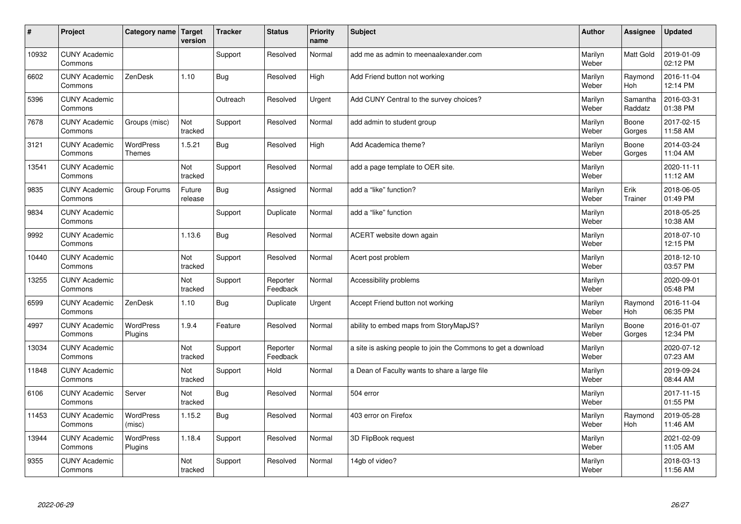| # | Project | Category name | Target version | Tracker | Status | Priority name | Subject | Author | Assignee | Updated |
|---|---|---|---|---|---|---|---|---|---|---|
| 10932 | CUNY Academic Commons | | | Support | Resolved | Normal | add me as admin to meenaalexander.com | Marilyn Weber | Matt Gold | 2019-01-09 02:12 PM |
| 6602 | CUNY Academic Commons | ZenDesk | 1.10 | Bug | Resolved | High | Add Friend button not working | Marilyn Weber | Raymond Hoh | 2016-11-04 12:14 PM |
| 5396 | CUNY Academic Commons | | | Outreach | Resolved | Urgent | Add CUNY Central to the survey choices? | Marilyn Weber | Samantha Raddatz | 2016-03-31 01:38 PM |
| 7678 | CUNY Academic Commons | Groups (misc) | Not tracked | Support | Resolved | Normal | add admin to student group | Marilyn Weber | Boone Gorges | 2017-02-15 11:58 AM |
| 3121 | CUNY Academic Commons | WordPress Themes | 1.5.21 | Bug | Resolved | High | Add Academica theme? | Marilyn Weber | Boone Gorges | 2014-03-24 11:04 AM |
| 13541 | CUNY Academic Commons | | Not tracked | Support | Resolved | Normal | add a page template to OER site. | Marilyn Weber | | 2020-11-11 11:12 AM |
| 9835 | CUNY Academic Commons | Group Forums | Future release | Bug | Assigned | Normal | add a “like” function? | Marilyn Weber | Erik Trainer | 2018-06-05 01:49 PM |
| 9834 | CUNY Academic Commons | | | Support | Duplicate | Normal | add a “like” function | Marilyn Weber | | 2018-05-25 10:38 AM |
| 9992 | CUNY Academic Commons | | 1.13.6 | Bug | Resolved | Normal | ACERT website down again | Marilyn Weber | | 2018-07-10 12:15 PM |
| 10440 | CUNY Academic Commons | | Not tracked | Support | Resolved | Normal | Acert post problem | Marilyn Weber | | 2018-12-10 03:57 PM |
| 13255 | CUNY Academic Commons | | Not tracked | Support | Reporter Feedback | Normal | Accessibility problems | Marilyn Weber | | 2020-09-01 05:48 PM |
| 6599 | CUNY Academic Commons | ZenDesk | 1.10 | Bug | Duplicate | Urgent | Accept Friend button not working | Marilyn Weber | Raymond Hoh | 2016-11-04 06:35 PM |
| 4997 | CUNY Academic Commons | WordPress Plugins | 1.9.4 | Feature | Resolved | Normal | ability to embed maps from StoryMapJS? | Marilyn Weber | Boone Gorges | 2016-01-07 12:34 PM |
| 13034 | CUNY Academic Commons | | Not tracked | Support | Reporter Feedback | Normal | a site is asking people to join the Commons to get a download | Marilyn Weber | | 2020-07-12 07:23 AM |
| 11848 | CUNY Academic Commons | | Not tracked | Support | Hold | Normal | a Dean of Faculty wants to share a large file | Marilyn Weber | | 2019-09-24 08:44 AM |
| 6106 | CUNY Academic Commons | Server | Not tracked | Bug | Resolved | Normal | 504 error | Marilyn Weber | | 2017-11-15 01:55 PM |
| 11453 | CUNY Academic Commons | WordPress (misc) | 1.15.2 | Bug | Resolved | Normal | 403 error on Firefox | Marilyn Weber | Raymond Hoh | 2019-05-28 11:46 AM |
| 13944 | CUNY Academic Commons | WordPress Plugins | 1.18.4 | Support | Resolved | Normal | 3D FlipBook request | Marilyn Weber | | 2021-02-09 11:05 AM |
| 9355 | CUNY Academic Commons | | Not tracked | Support | Resolved | Normal | 14gb of video? | Marilyn Weber | | 2018-03-13 11:56 AM |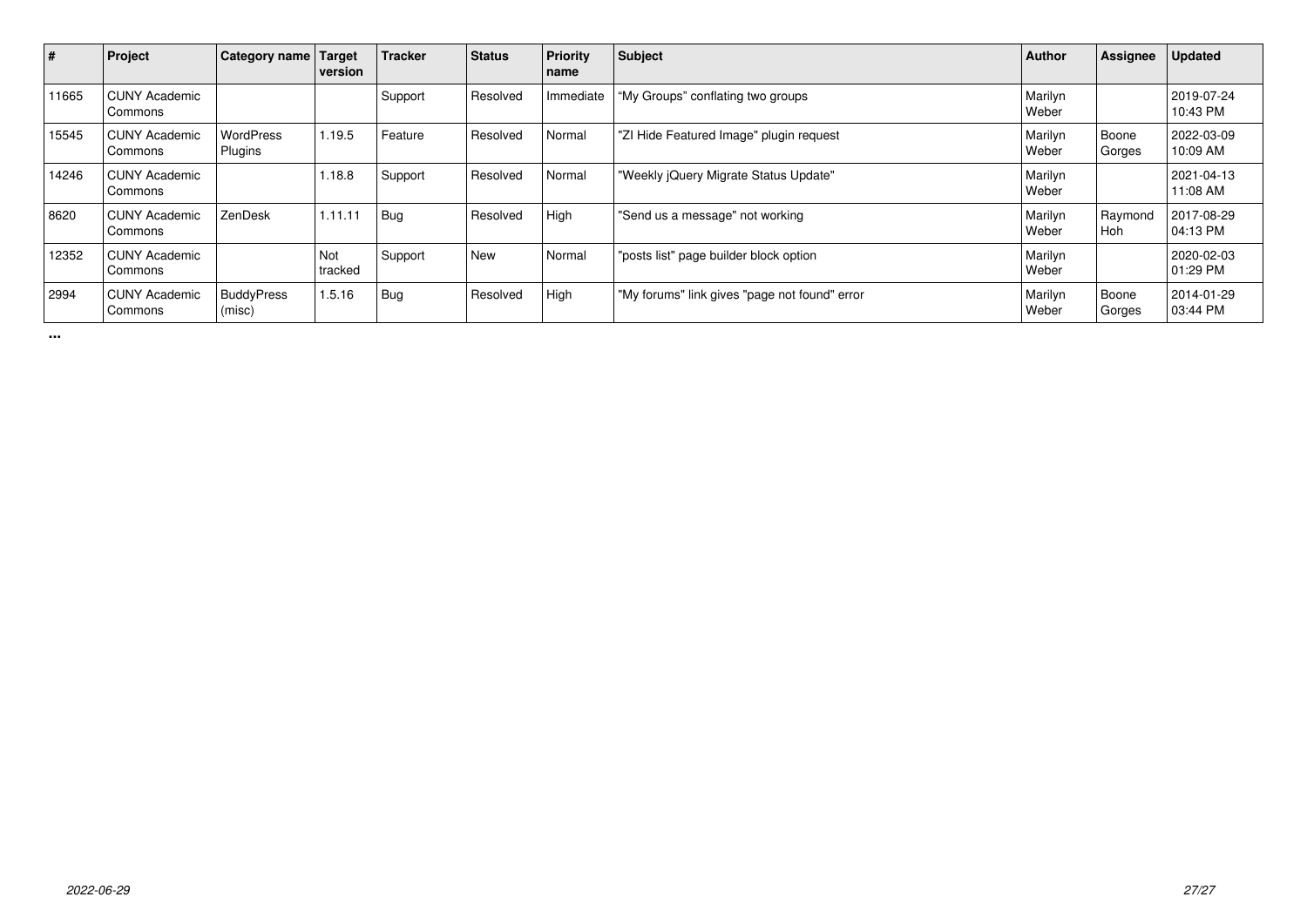| # | Project | Category name | Target version | Tracker | Status | Priority name | Subject | Author | Assignee | Updated |
|---|---|---|---|---|---|---|---|---|---|---|
| 11665 | CUNY Academic Commons | | | Support | Resolved | Immediate | “My Groups” conflating two groups | Marilyn Weber | | 2019-07-24 10:43 PM |
| 15545 | CUNY Academic Commons | WordPress Plugins | 1.19.5 | Feature | Resolved | Normal | "ZI Hide Featured Image" plugin request | Marilyn Weber | Boone Gorges | 2022-03-09 10:09 AM |
| 14246 | CUNY Academic Commons | | 1.18.8 | Support | Resolved | Normal | "Weekly jQuery Migrate Status Update" | Marilyn Weber | | 2021-04-13 11:08 AM |
| 8620 | CUNY Academic Commons | ZenDesk | 1.11.11 | Bug | Resolved | High | "Send us a message" not working | Marilyn Weber | Raymond Hoh | 2017-08-29 04:13 PM |
| 12352 | CUNY Academic Commons | | Not tracked | Support | New | Normal | "posts list" page builder block option | Marilyn Weber | | 2020-02-03 01:29 PM |
| 2994 | CUNY Academic Commons | BuddyPress (misc) | 1.5.16 | Bug | Resolved | High | "My forums" link gives "page not found" error | Marilyn Weber | Boone Gorges | 2014-01-29 03:44 PM |

...